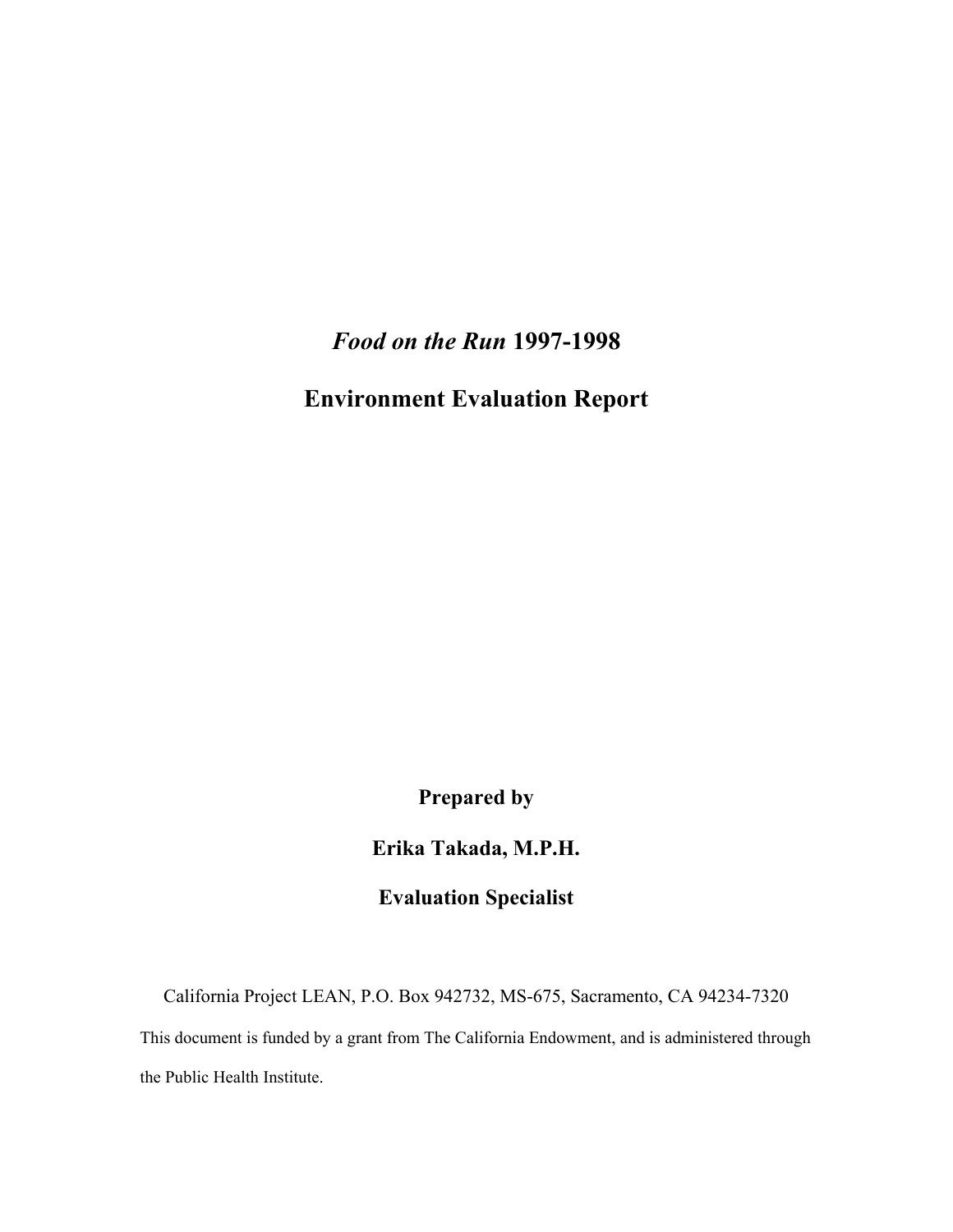# *Food on the Run* 1997-1998

# Environment Evaluation Report

**Prepared by**

**Erika Takada, M.P.H.**

**Evaluation Specialist**

California Project LEAN, P.O. Box 942732, MS-675, Sacramento, CA 94234-7320

This document is funded by a grant from The California Endowment, and is administered through the Public Health Institute.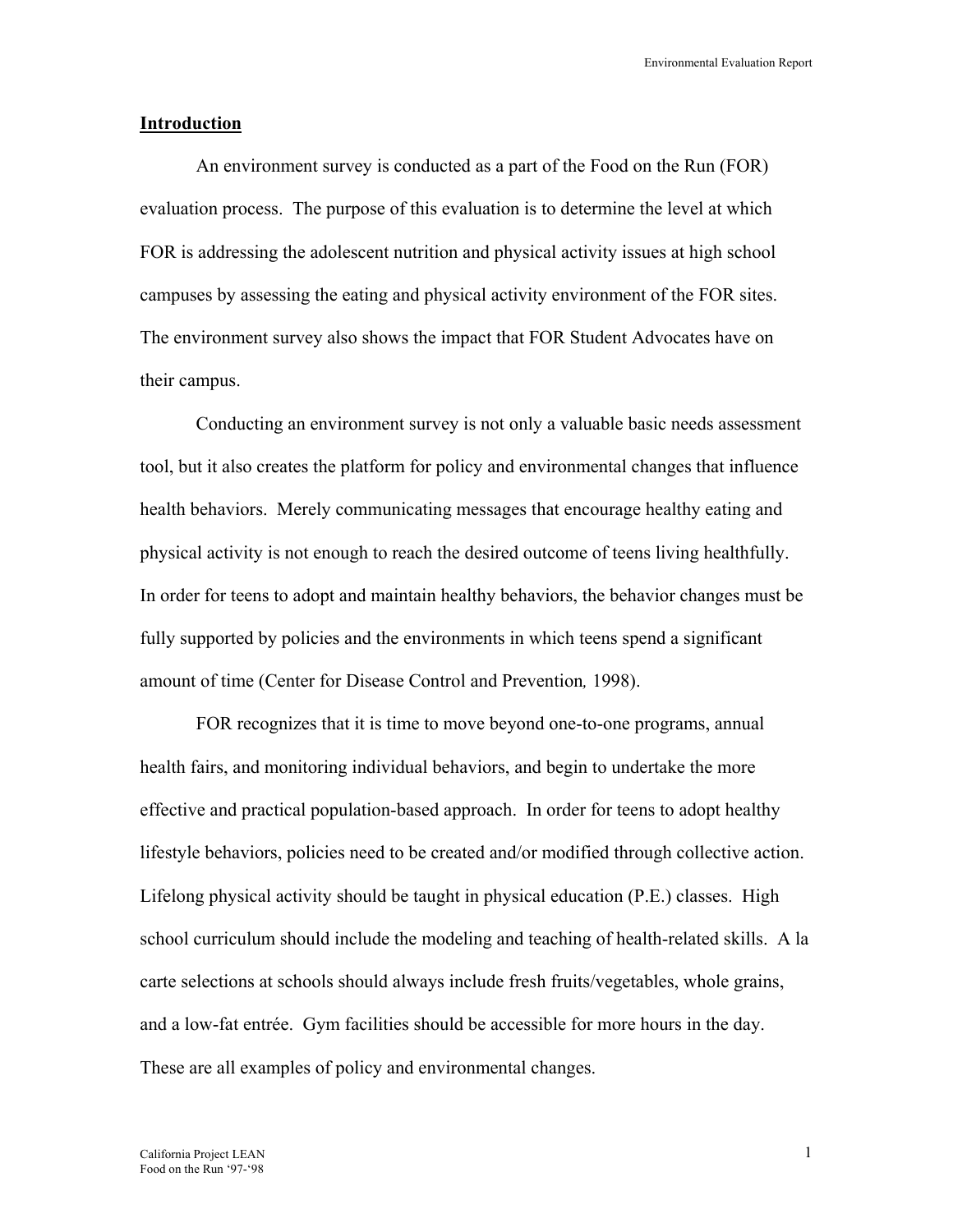## Introduction

An environment survey is conducted as a part of the Food on the Run (FOR) evaluation process. The purpose of this evaluation is to determine the level at which FOR is addressing the adolescent nutrition and physical activity issues at high school campuses by assessing the eating and physical activity environment of the FOR sites. The environment survey also shows the impact that FOR Student Advocates have on their campus.

Conducting an environment survey is not only a valuable basic needs assessment tool, but it also creates the platform for policy and environmental changes that influence health behaviors. Merely communicating messages that encourage healthy eating and physical activity is not enough to reach the desired outcome of teens living healthfully. In order for teens to adopt and maintain healthy behaviors, the behavior changes must be fully supported by policies and the environments in which teens spend a significant amount of time (Center for Disease Control and Prevention*,* 1998).

FOR recognizes that it is time to move beyond one-to-one programs, annual health fairs, and monitoring individual behaviors, and begin to undertake the more effective and practical population-based approach. In order for teens to adopt healthy lifestyle behaviors, policies need to be created and/or modified through collective action. Lifelong physical activity should be taught in physical education (P.E.) classes. High school curriculum should include the modeling and teaching of health-related skills. A la carte selections at schools should always include fresh fruits/vegetables, whole grains, and a low-fat entrée. Gym facilities should be accessible for more hours in the day. These are all examples of policy and environmental changes.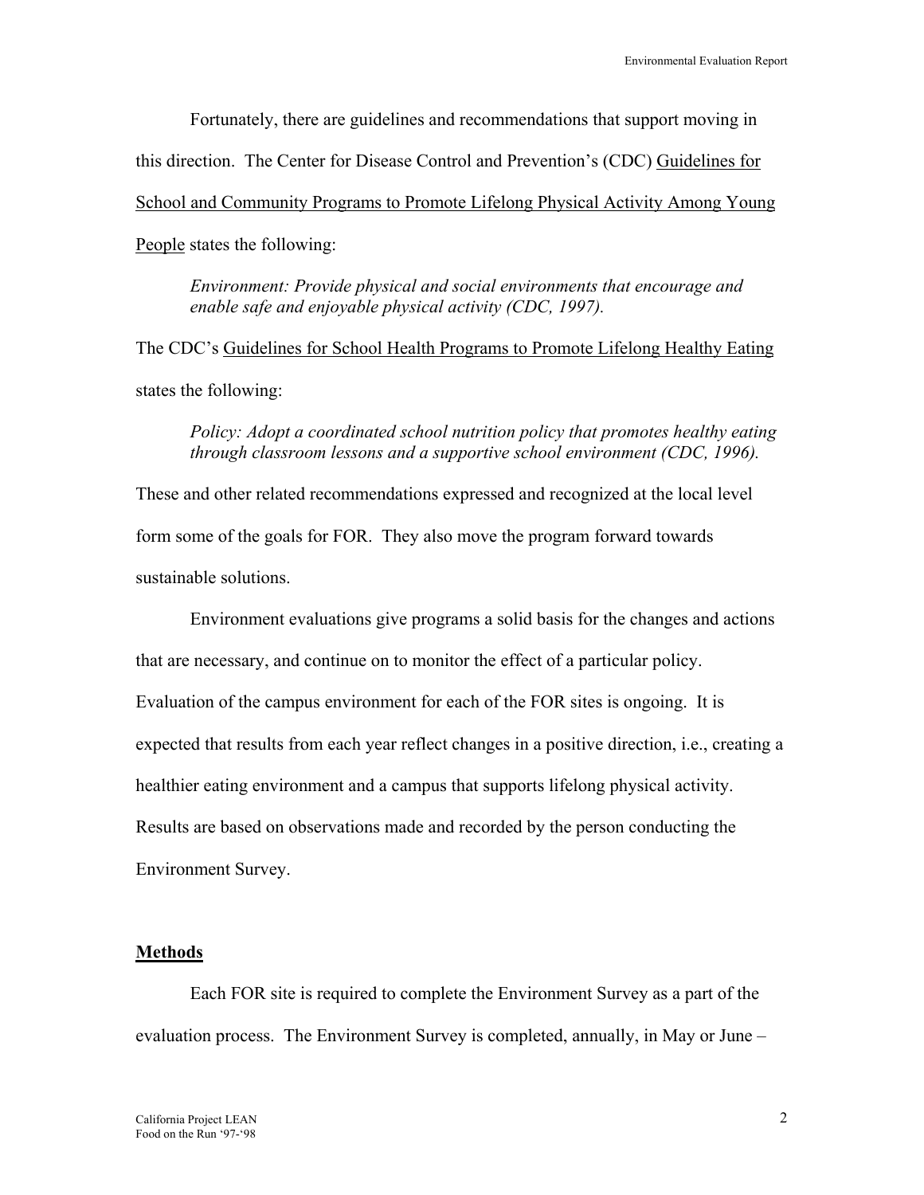Fortunately, there are guidelines and recommendations that support moving in this direction. The Center for Disease Control and Prevention's (CDC) Guidelines for School and Community Programs to Promote Lifelong Physical Activity Among Young People states the following:

> *Environment: Provide physical and social environments that encourage and enable safe and enjoyable physical activity (CDC, 1997).*

The CDC's Guidelines for School Health Programs to Promote Lifelong Healthy Eating states the following:

> *Policy: Adopt a coordinated school nutrition policy that promotes healthy eating through classroom lessons and a supportive school environment (CDC, 1996).*

These and other related recommendations expressed and recognized at the local level form some of the goals for FOR. They also move the program forward towards sustainable solutions.

Environment evaluations give programs a solid basis for the changes and actions that are necessary, and continue on to monitor the effect of a particular policy. Evaluation of the campus environment for each of the FOR sites is ongoing. It is expected that results from each year reflect changes in a positive direction, i.e., creating a healthier eating environment and a campus that supports lifelong physical activity. Results are based on observations made and recorded by the person conducting the Environment Survey.

## Methods

Each FOR site is required to complete the Environment Survey as a part of the evaluation process. The Environment Survey is completed, annually, in May or June –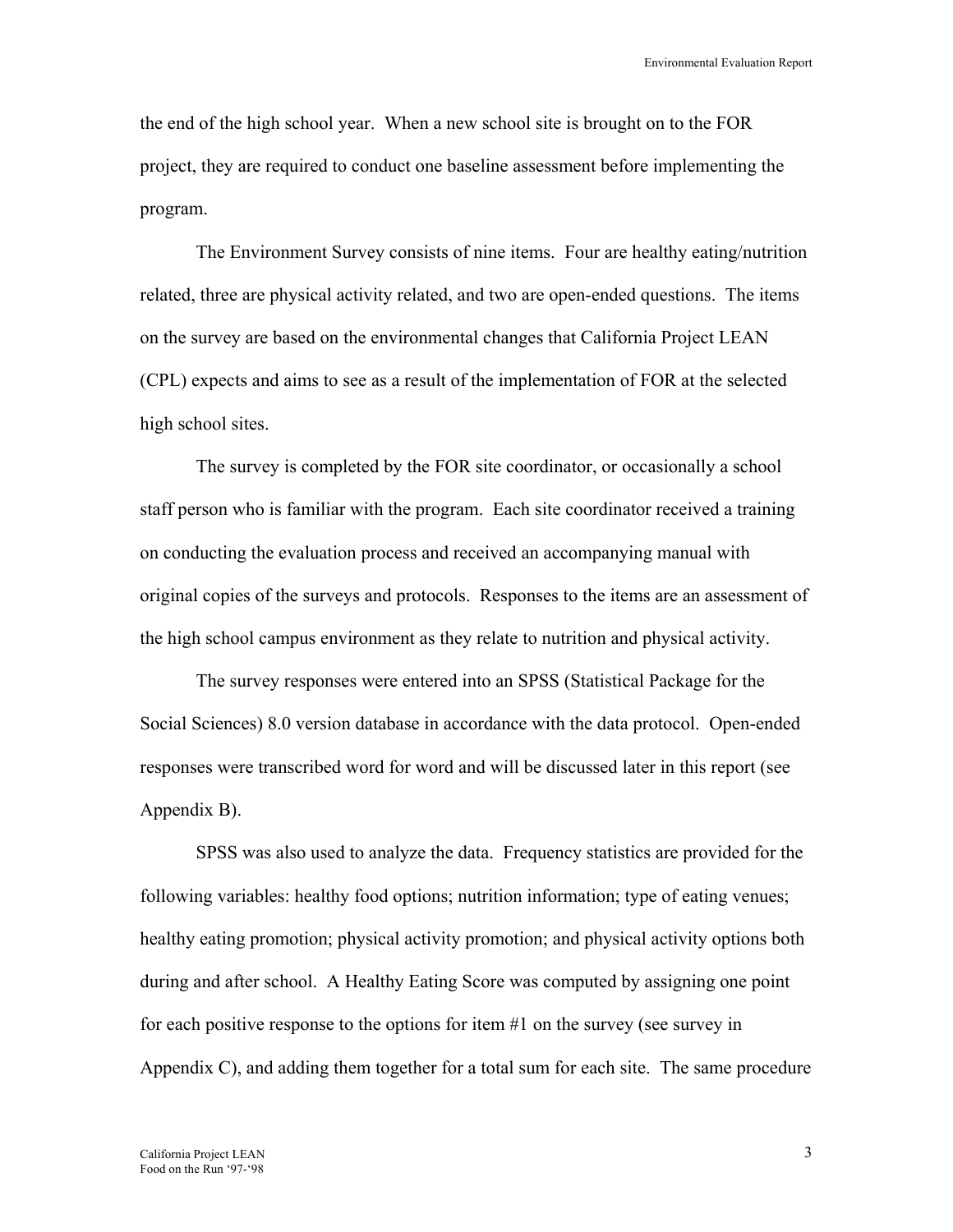the end of the high school year. When a new school site is brought on to the FOR project, they are required to conduct one baseline assessment before implementing the program.

The Environment Survey consists of nine items. Four are healthy eating/nutrition related, three are physical activity related, and two are open-ended questions. The items on the survey are based on the environmental changes that California Project LEAN (CPL) expects and aims to see as a result of the implementation of FOR at the selected high school sites.

The survey is completed by the FOR site coordinator, or occasionally a school staff person who is familiar with the program. Each site coordinator received a training on conducting the evaluation process and received an accompanying manual with original copies of the surveys and protocols. Responses to the items are an assessment of the high school campus environment as they relate to nutrition and physical activity.

The survey responses were entered into an SPSS (Statistical Package for the Social Sciences) 8.0 version database in accordance with the data protocol. Open-ended responses were transcribed word for word and will be discussed later in this report (see Appendix B).

SPSS was also used to analyze the data. Frequency statistics are provided for the following variables: healthy food options; nutrition information; type of eating venues; healthy eating promotion; physical activity promotion; and physical activity options both during and after school. A Healthy Eating Score was computed by assigning one point for each positive response to the options for item #1 on the survey (see survey in Appendix C), and adding them together for a total sum for each site. The same procedure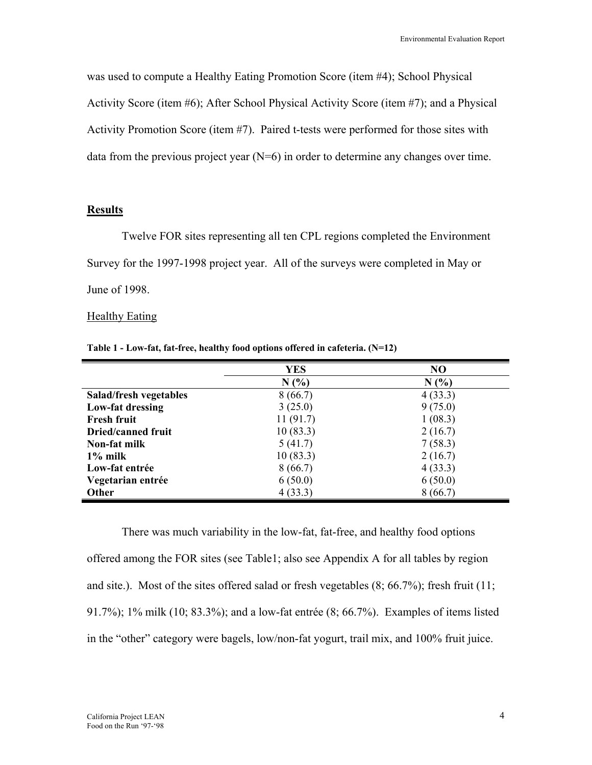was used to compute a Healthy Eating Promotion Score (item #4); School Physical Activity Score (item #6); After School Physical Activity Score (item #7); and a Physical Activity Promotion Score (item #7). Paired t-tests were performed for those sites with data from the previous project year (N=6) in order to determine any changes over time.

## Results

Twelve FOR sites representing all ten CPL regions completed the Environment Survey for the 1997-1998 project year. All of the surveys were completed in May or June of 1998.

### Healthy Eating

**Table 1 - Low-fat, fat-free, healthy food options offered in cafeteria. (N=12)**

| | YES | NO |
|---|---|---|
| | N (%) | N (%) |
| **Salad/fresh vegetables** | 8 (66.7) | 4 (33.3) |
| **Low-fat dressing** | 3 (25.0) | 9 (75.0) |
| **Fresh fruit** | 11 (91.7) | 1 (08.3) |
| **Dried/canned fruit** | 10 (83.3) | 2 (16.7) |
| **Non-fat milk** | 5 (41.7) | 7 (58.3) |
| **1% milk** | 10 (83.3) | 2 (16.7) |
| **Low-fat entrée** | 8 (66.7) | 4 (33.3) |
| **Vegetarian entrée** | 6 (50.0) | 6 (50.0) |
| **Other** | 4 (33.3) | 8 (66.7) |

There was much variability in the low-fat, fat-free, and healthy food options offered among the FOR sites (see Table1; also see Appendix A for all tables by region and site.). Most of the sites offered salad or fresh vegetables (8; 66.7%); fresh fruit (11; 91.7%); 1% milk (10; 83.3%); and a low-fat entrée (8; 66.7%). Examples of items listed in the "other" category were bagels, low/non-fat yogurt, trail mix, and 100% fruit juice.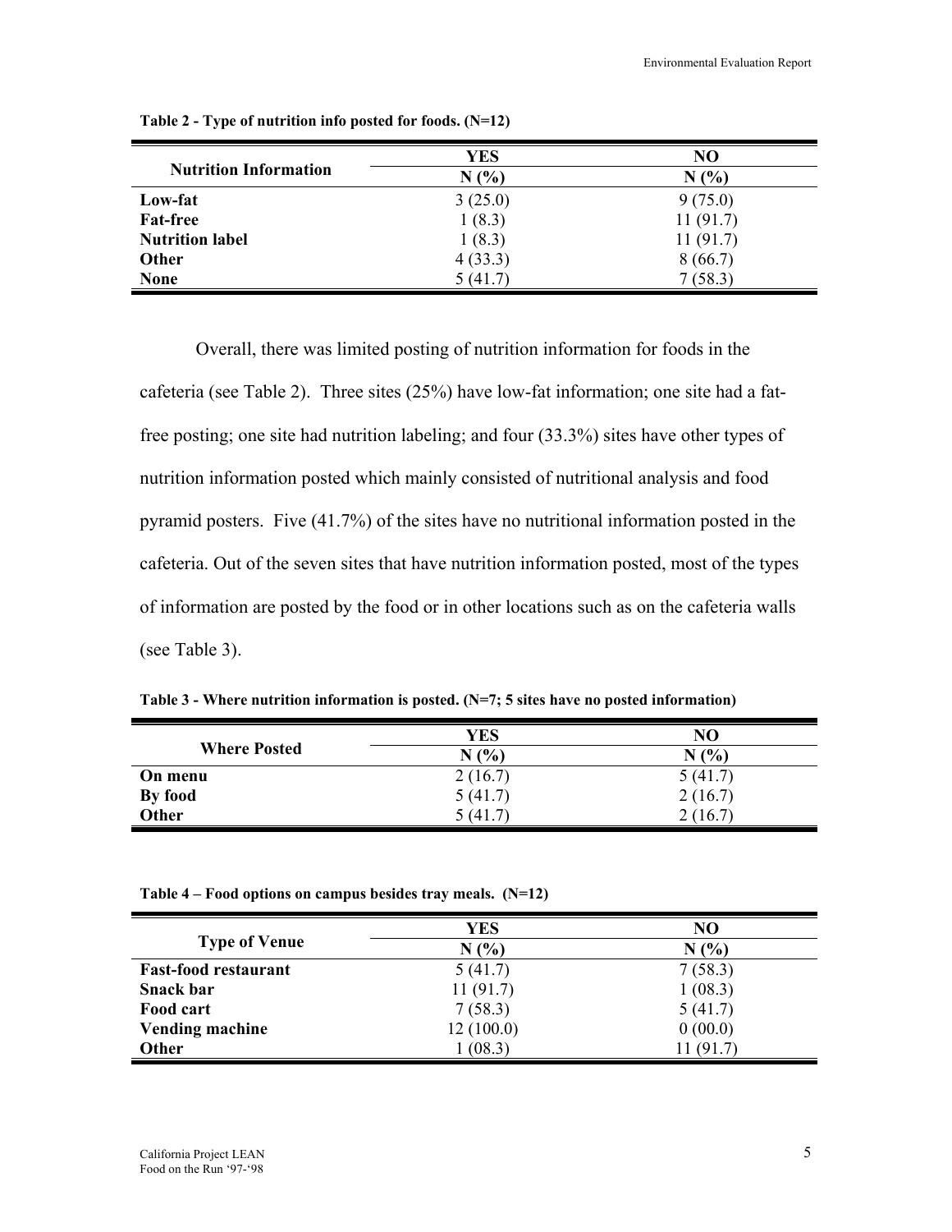**Table 2 - Type of nutrition info posted for foods. (N=12)**

| Nutrition Information | YES | NO |
|---|---|---|
| | N (%) | N (%) |
| **Low-fat** | 3 (25.0) | 9 (75.0) |
| **Fat-free** | 1 (8.3) | 11 (91.7) |
| **Nutrition label** | 1 (8.3) | 11 (91.7) |
| **Other** | 4 (33.3) | 8 (66.7) |
| **None** | 5 (41.7) | 7 (58.3) |

Overall, there was limited posting of nutrition information for foods in the cafeteria (see Table 2). Three sites (25%) have low-fat information; one site had a fat-free posting; one site had nutrition labeling; and four (33.3%) sites have other types of nutrition information posted which mainly consisted of nutritional analysis and food pyramid posters. Five (41.7%) of the sites have no nutritional information posted in the cafeteria. Out of the seven sites that have nutrition information posted, most of the types of information are posted by the food or in other locations such as on the cafeteria walls (see Table 3).

**Table 3 - Where nutrition information is posted. (N=7; 5 sites have no posted information)**

| Where Posted | YES | NO |
|---|---|---|
| | N (%) | N (%) |
| **On menu** | 2 (16.7) | 5 (41.7) |
| **By food** | 5 (41.7) | 2 (16.7) |
| **Other** | 5 (41.7) | 2 (16.7) |

**Table 4 – Food options on campus besides tray meals. (N=12)**

| Type of Venue | YES | NO |
|---|---|---|
| | N (%) | N (%) |
| **Fast-food restaurant** | 5 (41.7) | 7 (58.3) |
| **Snack bar** | 11 (91.7) | 1 (08.3) |
| **Food cart** | 7 (58.3) | 5 (41.7) |
| **Vending machine** | 12 (100.0) | 0 (00.0) |
| **Other** | 1 (08.3) | 11 (91.7) |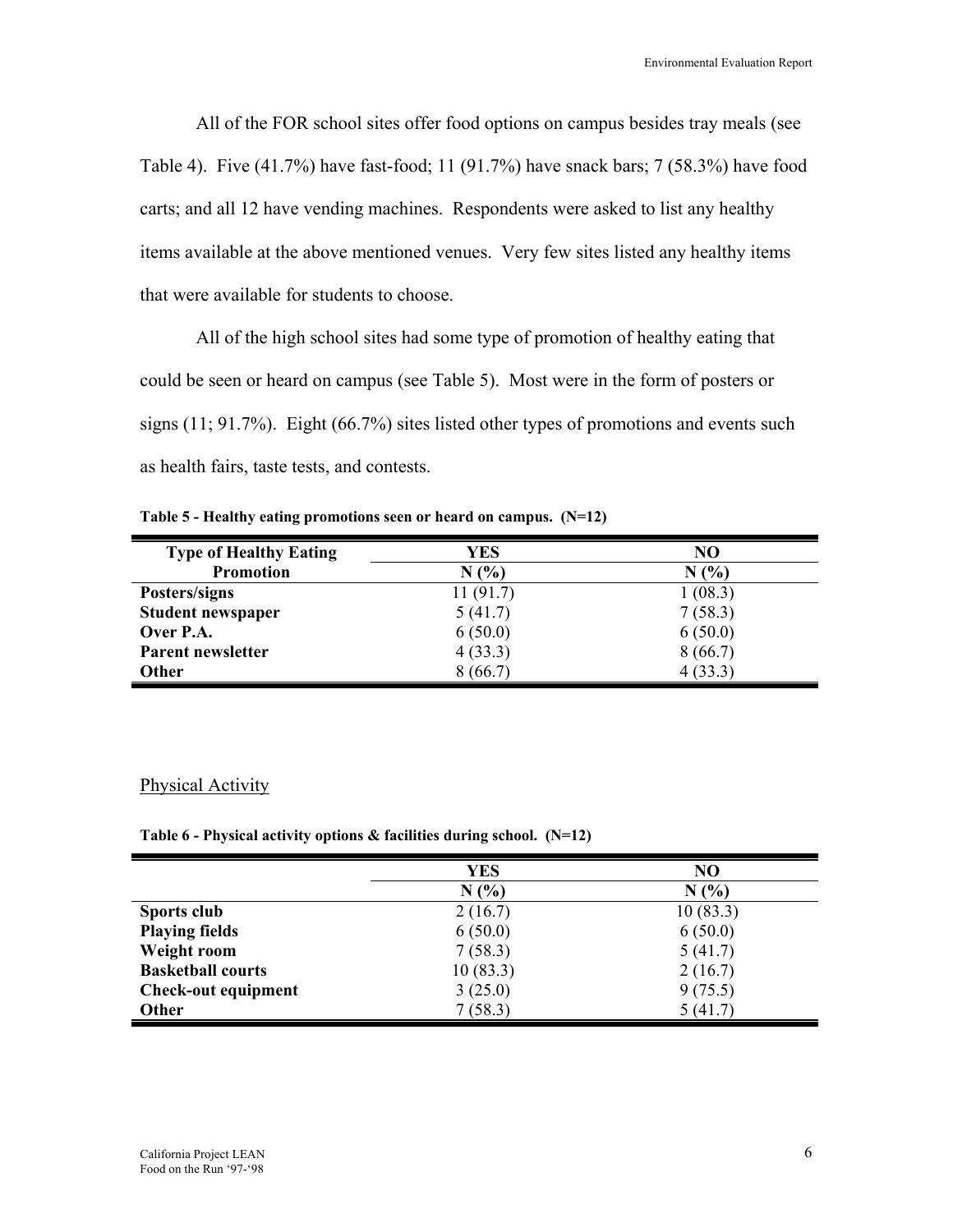All of the FOR school sites offer food options on campus besides tray meals (see Table 4). Five (41.7%) have fast-food; 11 (91.7%) have snack bars; 7 (58.3%) have food carts; and all 12 have vending machines. Respondents were asked to list any healthy items available at the above mentioned venues. Very few sites listed any healthy items that were available for students to choose.

All of the high school sites had some type of promotion of healthy eating that could be seen or heard on campus (see Table 5). Most were in the form of posters or signs (11; 91.7%). Eight (66.7%) sites listed other types of promotions and events such as health fairs, taste tests, and contests.

**Table 5 - Healthy eating promotions seen or heard on campus. (N=12)**

| Type of Healthy Eating Promotion | YES<br>N (%) | NO<br>N (%) |
|---|---|---|
| **Posters/signs** | 11 (91.7) | 1 (08.3) |
| **Student newspaper** | 5 (41.7) | 7 (58.3) |
| **Over P.A.** | 6 (50.0) | 6 (50.0) |
| **Parent newsletter** | 4 (33.3) | 8 (66.7) |
| **Other** | 8 (66.7) | 4 (33.3) |

## Physical Activity

**Table 6 - Physical activity options & facilities during school. (N=12)**

| | YES<br>N (%) | NO<br>N (%) |
|---|---|---|
| **Sports club** | 2 (16.7) | 10 (83.3) |
| **Playing fields** | 6 (50.0) | 6 (50.0) |
| **Weight room** | 7 (58.3) | 5 (41.7) |
| **Basketball courts** | 10 (83.3) | 2 (16.7) |
| **Check-out equipment** | 3 (25.0) | 9 (75.5) |
| **Other** | 7 (58.3) | 5 (41.7) |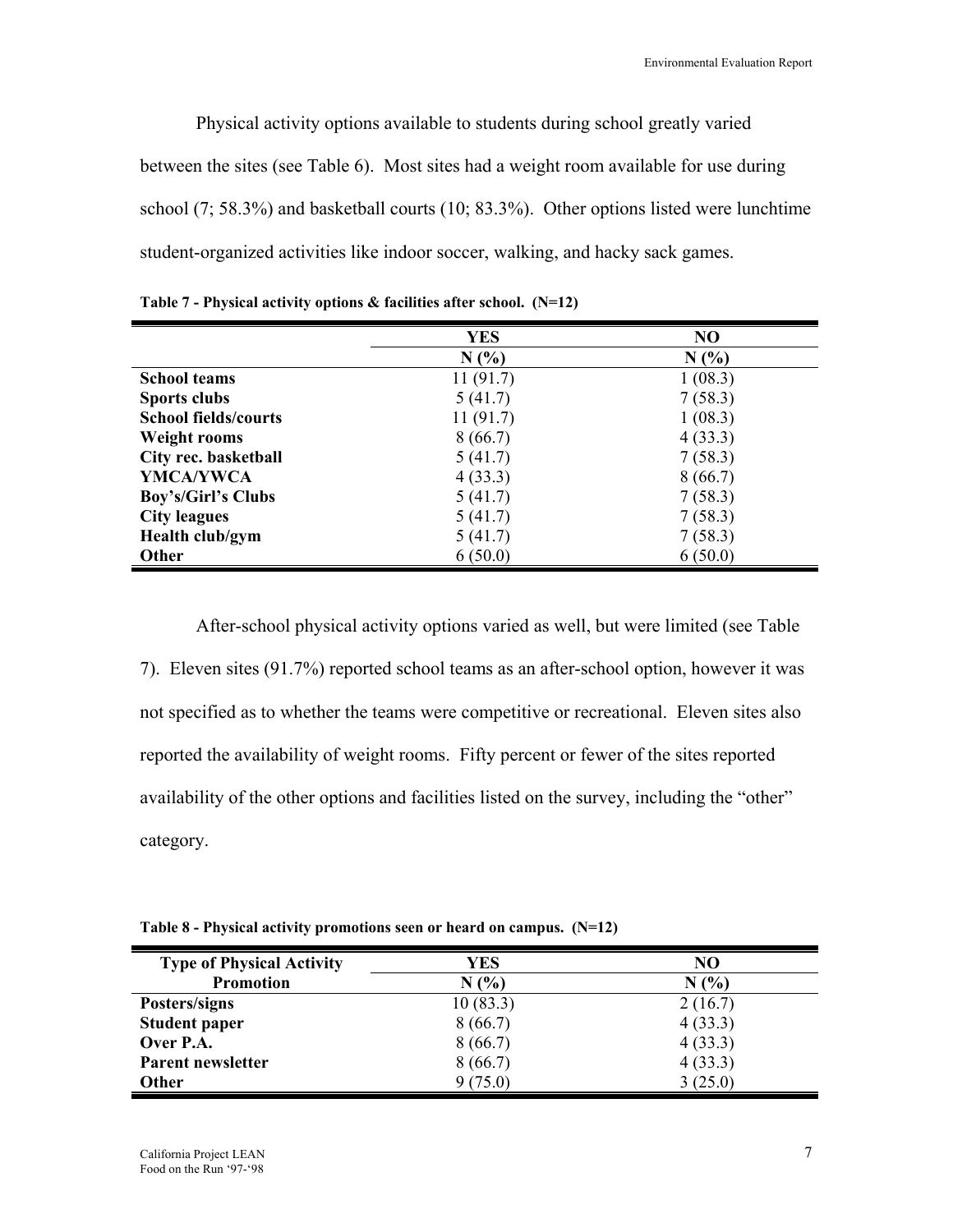Physical activity options available to students during school greatly varied between the sites (see Table 6). Most sites had a weight room available for use during school (7; 58.3%) and basketball courts (10; 83.3%). Other options listed were lunchtime student-organized activities like indoor soccer, walking, and hacky sack games.

**Table 7 - Physical activity options & facilities after school. (N=12)**

| | YES | NO |
|---|---|---|
| | N (%) | N (%) |
| **School teams** | 11 (91.7) | 1 (08.3) |
| **Sports clubs** | 5 (41.7) | 7 (58.3) |
| **School fields/courts** | 11 (91.7) | 1 (08.3) |
| **Weight rooms** | 8 (66.7) | 4 (33.3) |
| **City rec. basketball** | 5 (41.7) | 7 (58.3) |
| **YMCA/YWCA** | 4 (33.3) | 8 (66.7) |
| **Boy's/Girl's Clubs** | 5 (41.7) | 7 (58.3) |
| **City leagues** | 5 (41.7) | 7 (58.3) |
| **Health club/gym** | 5 (41.7) | 7 (58.3) |
| **Other** | 6 (50.0) | 6 (50.0) |

After-school physical activity options varied as well, but were limited (see Table 7). Eleven sites (91.7%) reported school teams as an after-school option, however it was not specified as to whether the teams were competitive or recreational. Eleven sites also reported the availability of weight rooms. Fifty percent or fewer of the sites reported availability of the other options and facilities listed on the survey, including the "other" category.

**Table 8 - Physical activity promotions seen or heard on campus. (N=12)**

| Type of Physical Activity Promotion | YES | NO |
|---|---|---|
| | N (%) | N (%) |
| **Posters/signs** | 10 (83.3) | 2 (16.7) |
| **Student paper** | 8 (66.7) | 4 (33.3) |
| **Over P.A.** | 8 (66.7) | 4 (33.3) |
| **Parent newsletter** | 8 (66.7) | 4 (33.3) |
| **Other** | 9 (75.0) | 3 (25.0) |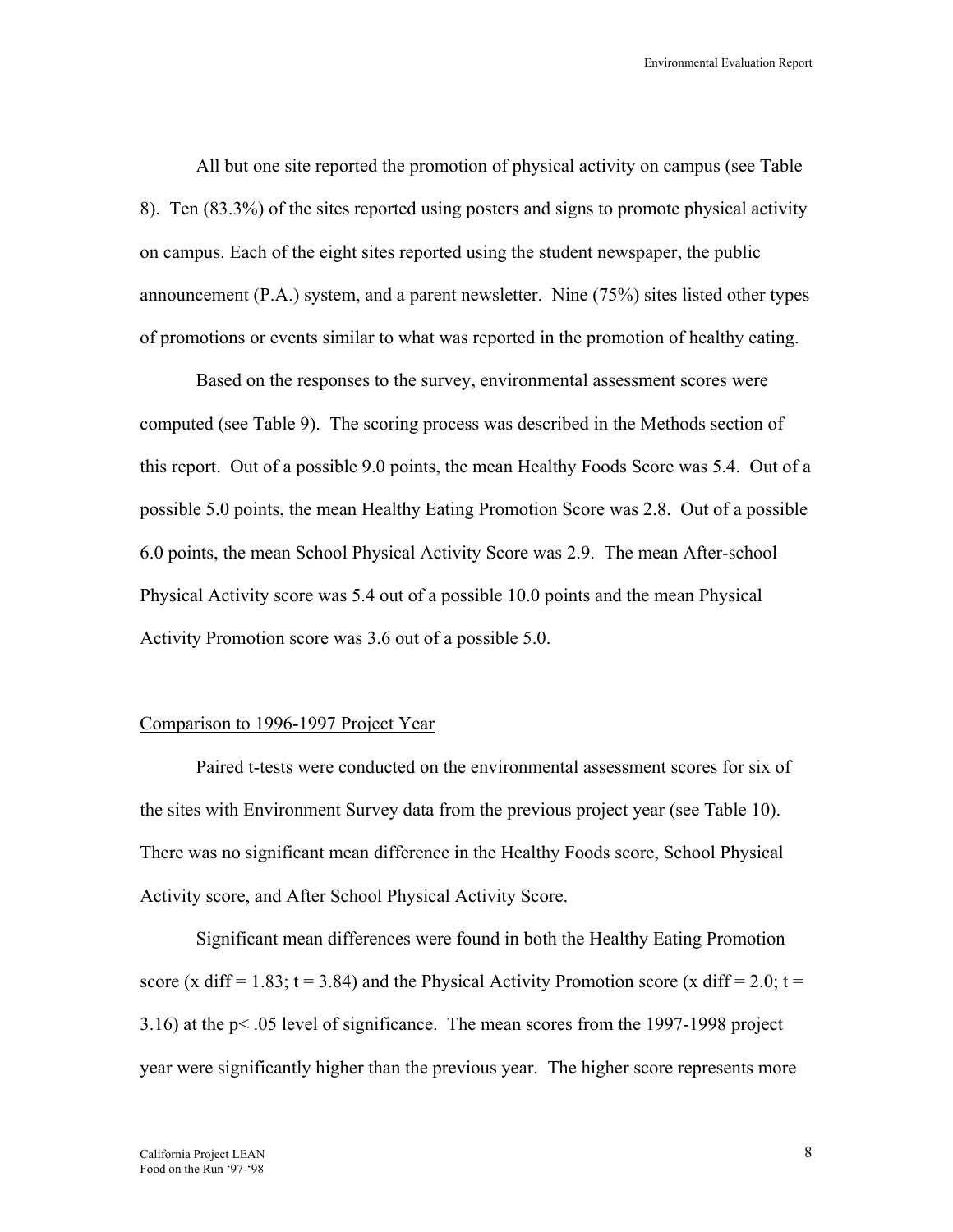All but one site reported the promotion of physical activity on campus (see Table 8). Ten (83.3%) of the sites reported using posters and signs to promote physical activity on campus. Each of the eight sites reported using the student newspaper, the public announcement (P.A.) system, and a parent newsletter. Nine (75%) sites listed other types of promotions or events similar to what was reported in the promotion of healthy eating.

Based on the responses to the survey, environmental assessment scores were computed (see Table 9). The scoring process was described in the Methods section of this report. Out of a possible 9.0 points, the mean Healthy Foods Score was 5.4. Out of a possible 5.0 points, the mean Healthy Eating Promotion Score was 2.8. Out of a possible 6.0 points, the mean School Physical Activity Score was 2.9. The mean After-school Physical Activity score was 5.4 out of a possible 10.0 points and the mean Physical Activity Promotion score was 3.6 out of a possible 5.0.

## Comparison to 1996-1997 Project Year

Paired t-tests were conducted on the environmental assessment scores for six of the sites with Environment Survey data from the previous project year (see Table 10). There was no significant mean difference in the Healthy Foods score, School Physical Activity score, and After School Physical Activity Score.

Significant mean differences were found in both the Healthy Eating Promotion score (x diff = 1.83; $t = 3.84$) and the Physical Activity Promotion score (x diff = 2.0; $t = 3.16$) at the $p < .05$ level of significance. The mean scores from the 1997-1998 project year were significantly higher than the previous year. The higher score represents more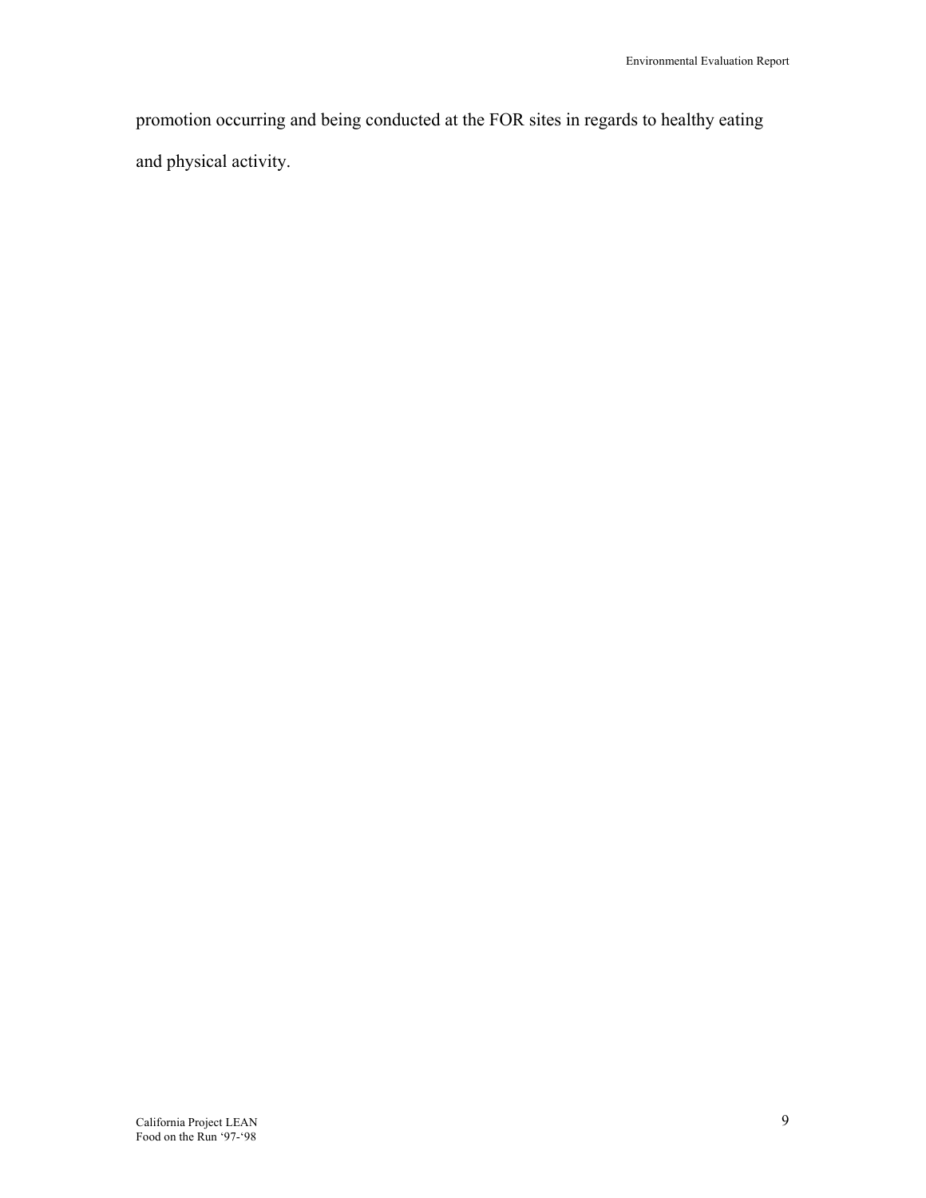promotion occurring and being conducted at the FOR sites in regards to healthy eating and physical activity.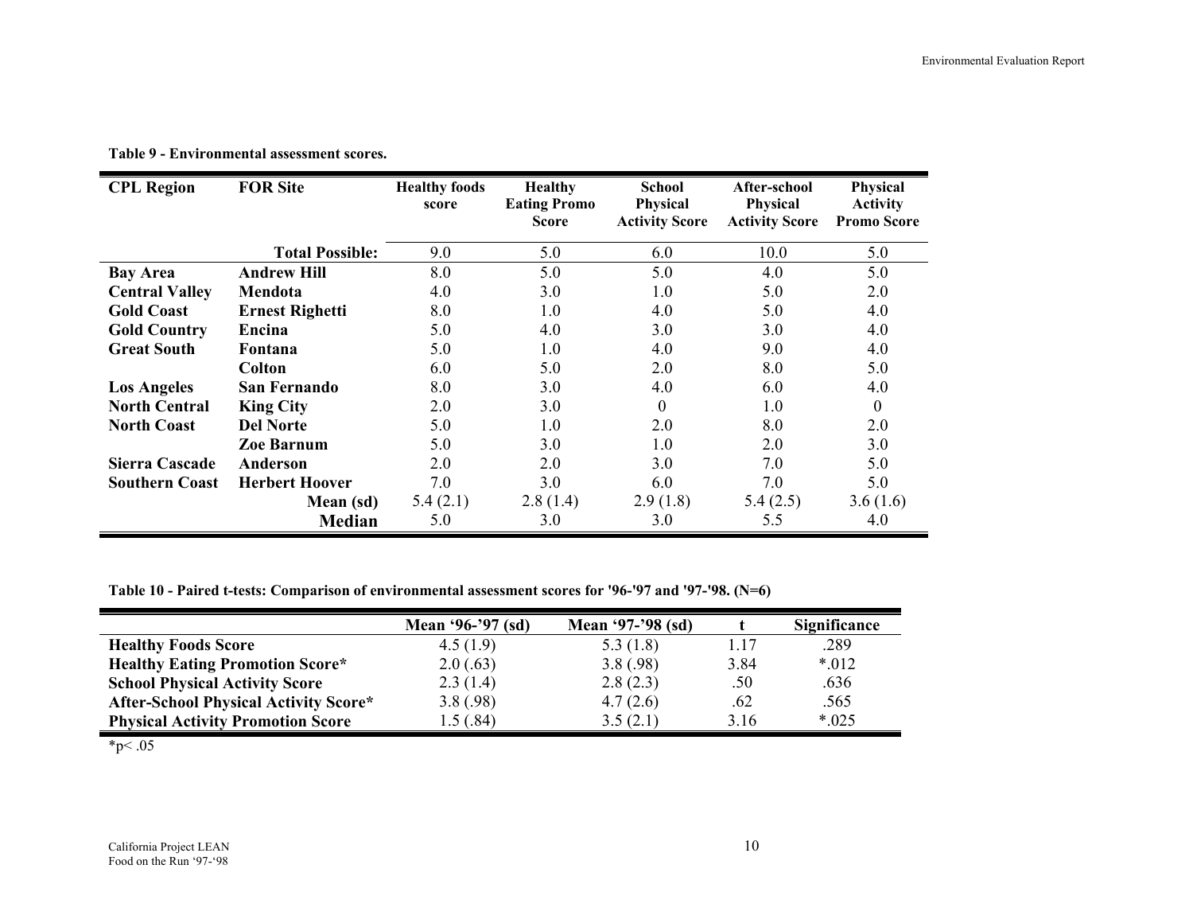**Table 9 - Environmental assessment scores.**

| CPL Region | FOR Site | Healthy foods score | Healthy Eating Promo Score | School Physical Activity Score | After-school Physical Activity Score | Physical Activity Promo Score |
|---|---|---|---|---|---|---|
| | **Total Possible:** | 9.0 | 5.0 | 6.0 | 10.0 | 5.0 |
| **Bay Area** | **Andrew Hill** | 8.0 | 5.0 | 5.0 | 4.0 | 5.0 |
| **Central Valley** | **Mendota** | 4.0 | 3.0 | 1.0 | 5.0 | 2.0 |
| **Gold Coast** | **Ernest Righetti** | 8.0 | 1.0 | 4.0 | 5.0 | 4.0 |
| **Gold Country** | **Encina** | 5.0 | 4.0 | 3.0 | 3.0 | 4.0 |
| **Great South** | **Fontana** | 5.0 | 1.0 | 4.0 | 9.0 | 4.0 |
| | **Colton** | 6.0 | 5.0 | 2.0 | 8.0 | 5.0 |
| **Los Angeles** | **San Fernando** | 8.0 | 3.0 | 4.0 | 6.0 | 4.0 |
| **North Central** | **King City** | 2.0 | 3.0 | 0 | 1.0 | 0 |
| **North Coast** | **Del Norte** | 5.0 | 1.0 | 2.0 | 8.0 | 2.0 |
| | **Zoe Barnum** | 5.0 | 3.0 | 1.0 | 2.0 | 3.0 |
| **Sierra Cascade** | **Anderson** | 2.0 | 2.0 | 3.0 | 7.0 | 5.0 |
| **Southern Coast** | **Herbert Hoover** | 7.0 | 3.0 | 6.0 | 7.0 | 5.0 |
| | **Mean (sd)** | 5.4 (2.1) | 2.8 (1.4) | 2.9 (1.8) | 5.4 (2.5) | 3.6 (1.6) |
| | **Median** | 5.0 | 3.0 | 3.0 | 5.5 | 4.0 |

**Table 10 - Paired t-tests: Comparison of environmental assessment scores for '96-'97 and '97-'98. (N=6)**

| | Mean '96-'97 (sd) | Mean '97-'98 (sd) | t | Significance |
|---|---|---|---|---|
| **Healthy Foods Score** | 4.5 (1.9) | 5.3 (1.8) | 1.17 | .289 |
| **Healthy Eating Promotion Score*** | 2.0 (.63) | 3.8 (.98) | 3.84 | *.012 |
| **School Physical Activity Score** | 2.3 (1.4) | 2.8 (2.3) | .50 | .636 |
| **After-School Physical Activity Score*** | 3.8 (.98) | 4.7 (2.6) | .62 | .565 |
| **Physical Activity Promotion Score** | 1.5 (.84) | 3.5 (2.1) | 3.16 | *.025 |

*$p < .05$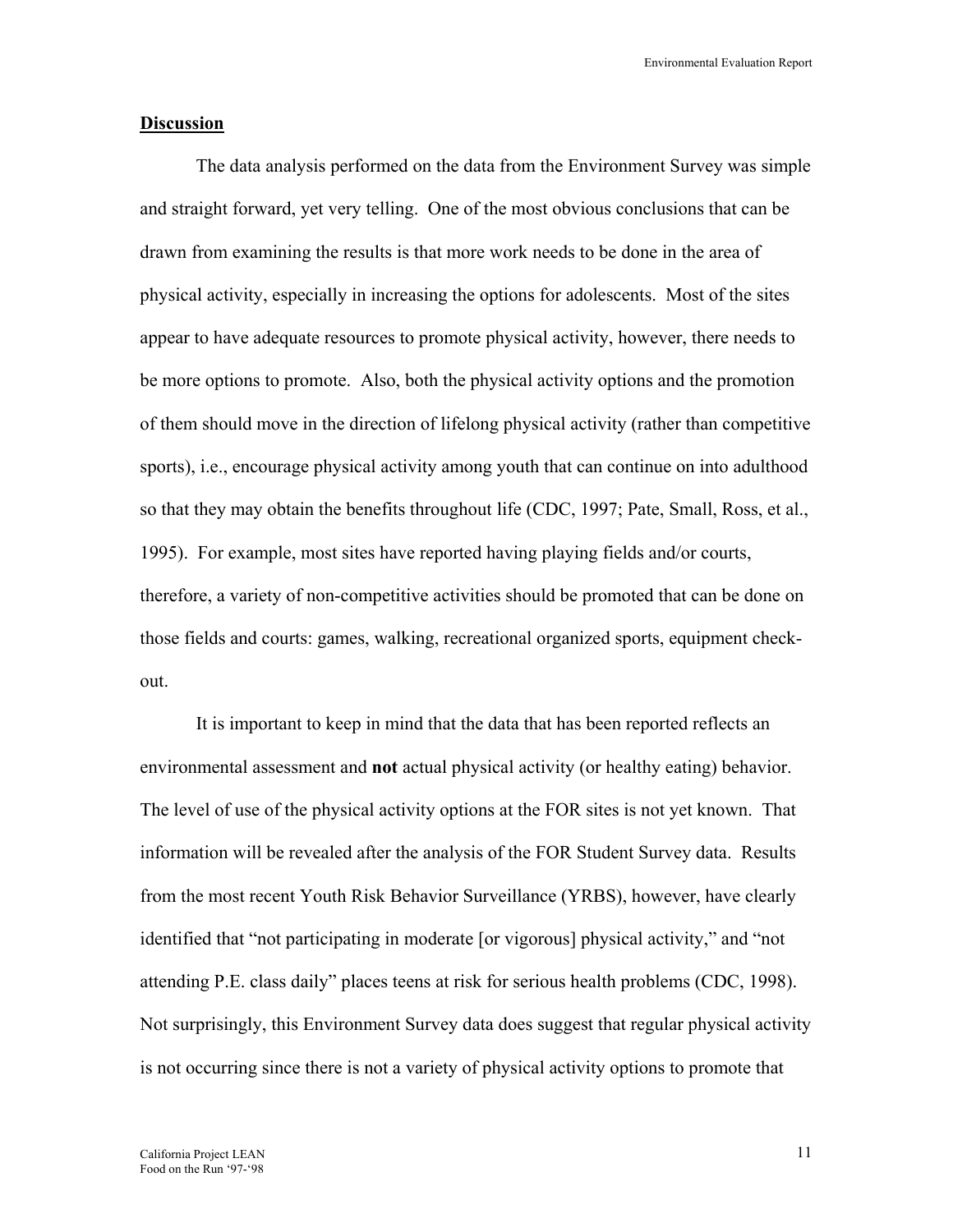## **Discussion**

The data analysis performed on the data from the Environment Survey was simple and straight forward, yet very telling. One of the most obvious conclusions that can be drawn from examining the results is that more work needs to be done in the area of physical activity, especially in increasing the options for adolescents. Most of the sites appear to have adequate resources to promote physical activity, however, there needs to be more options to promote. Also, both the physical activity options and the promotion of them should move in the direction of lifelong physical activity (rather than competitive sports), i.e., encourage physical activity among youth that can continue on into adulthood so that they may obtain the benefits throughout life (CDC, 1997; Pate, Small, Ross, et al., 1995). For example, most sites have reported having playing fields and/or courts, therefore, a variety of non-competitive activities should be promoted that can be done on those fields and courts: games, walking, recreational organized sports, equipment check-out.

It is important to keep in mind that the data that has been reported reflects an environmental assessment and **not** actual physical activity (or healthy eating) behavior. The level of use of the physical activity options at the FOR sites is not yet known. That information will be revealed after the analysis of the FOR Student Survey data. Results from the most recent Youth Risk Behavior Surveillance (YRBS), however, have clearly identified that "not participating in moderate [or vigorous] physical activity," and "not attending P.E. class daily" places teens at risk for serious health problems (CDC, 1998). Not surprisingly, this Environment Survey data does suggest that regular physical activity is not occurring since there is not a variety of physical activity options to promote that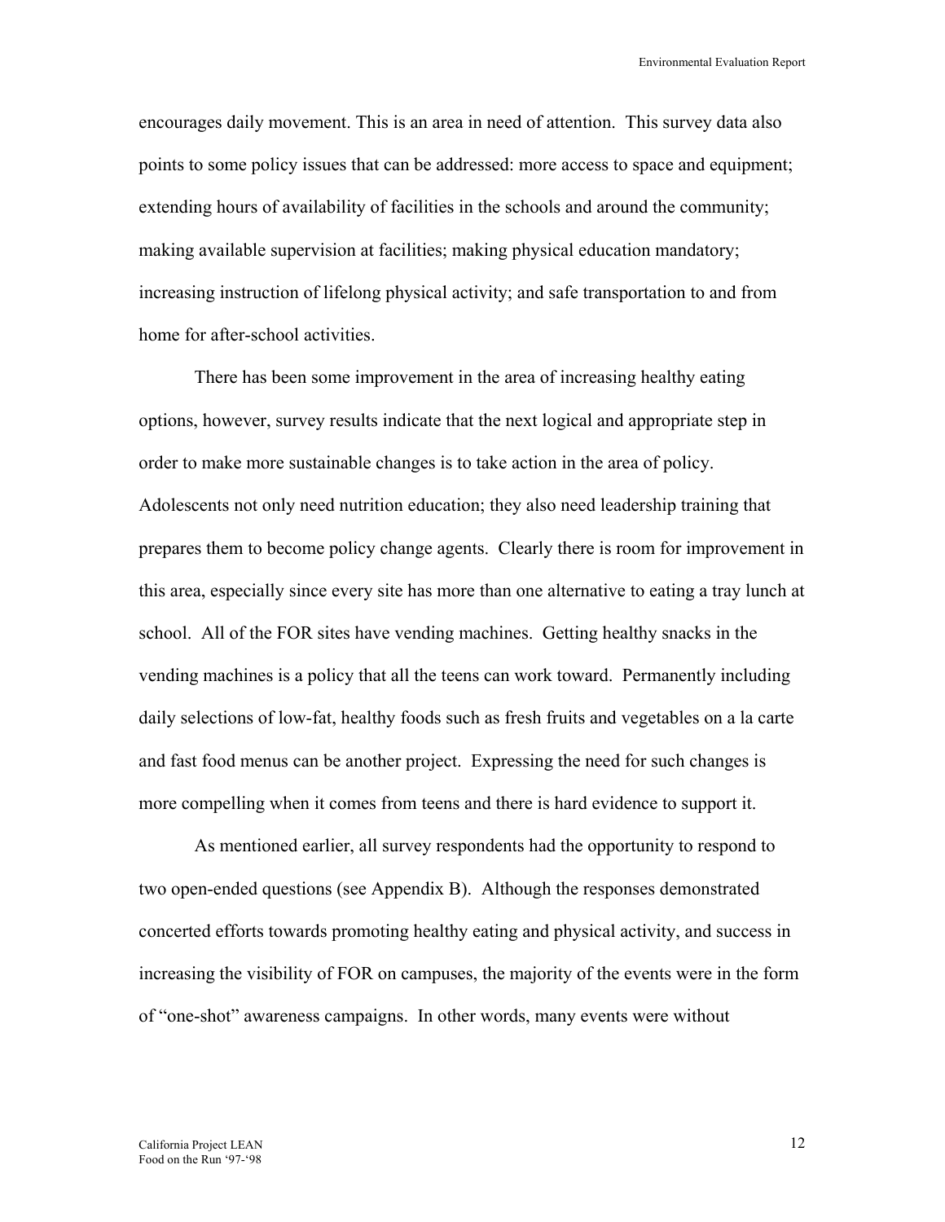encourages daily movement. This is an area in need of attention. This survey data also points to some policy issues that can be addressed: more access to space and equipment; extending hours of availability of facilities in the schools and around the community; making available supervision at facilities; making physical education mandatory; increasing instruction of lifelong physical activity; and safe transportation to and from home for after-school activities.

There has been some improvement in the area of increasing healthy eating options, however, survey results indicate that the next logical and appropriate step in order to make more sustainable changes is to take action in the area of policy. Adolescents not only need nutrition education; they also need leadership training that prepares them to become policy change agents. Clearly there is room for improvement in this area, especially since every site has more than one alternative to eating a tray lunch at school. All of the FOR sites have vending machines. Getting healthy snacks in the vending machines is a policy that all the teens can work toward. Permanently including daily selections of low-fat, healthy foods such as fresh fruits and vegetables on a la carte and fast food menus can be another project. Expressing the need for such changes is more compelling when it comes from teens and there is hard evidence to support it.

As mentioned earlier, all survey respondents had the opportunity to respond to two open-ended questions (see Appendix B). Although the responses demonstrated concerted efforts towards promoting healthy eating and physical activity, and success in increasing the visibility of FOR on campuses, the majority of the events were in the form of "one-shot" awareness campaigns. In other words, many events were without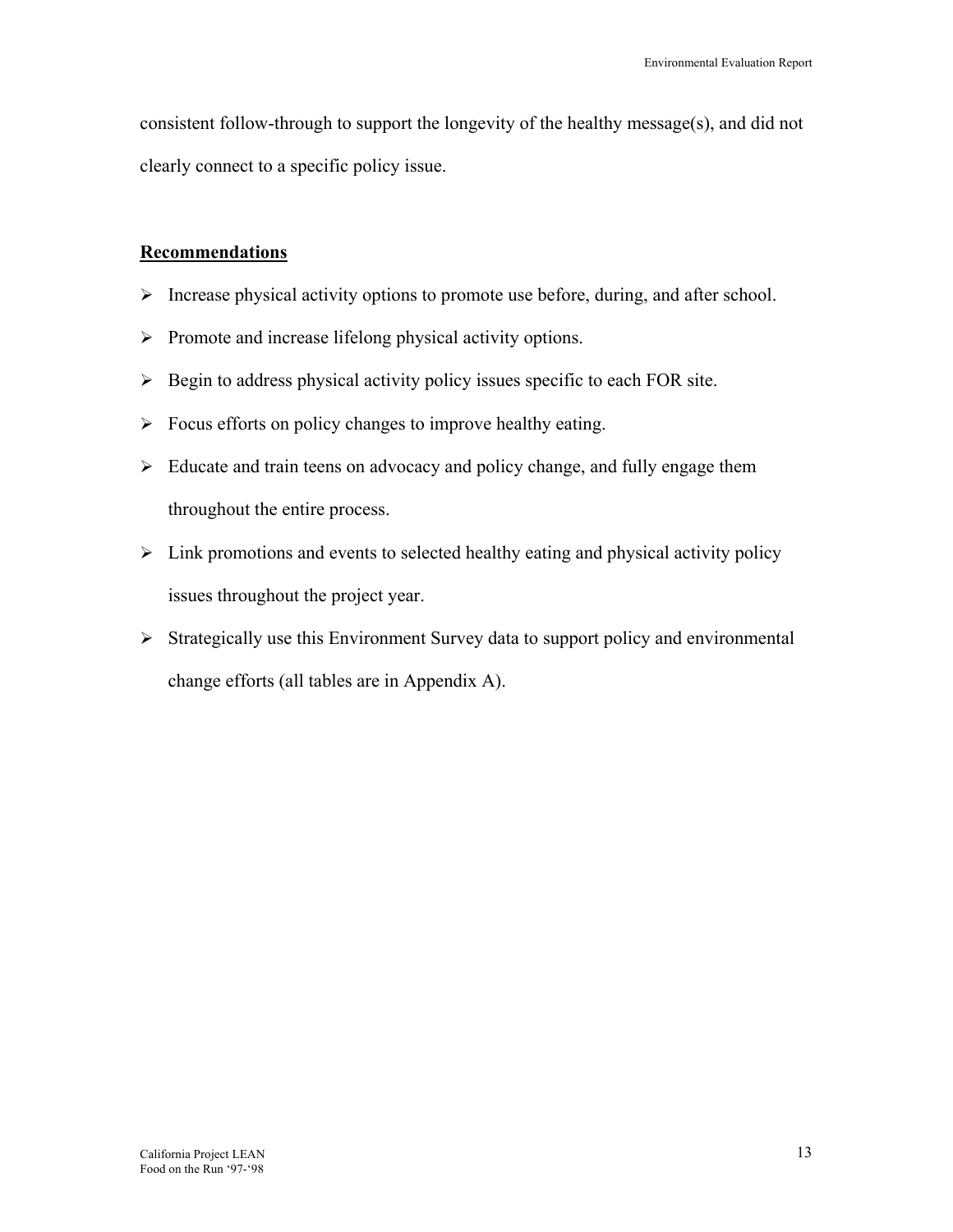consistent follow-through to support the longevity of the healthy message(s), and did not clearly connect to a specific policy issue.

**Recommendations**

- Increase physical activity options to promote use before, during, and after school.
- Promote and increase lifelong physical activity options.
- Begin to address physical activity policy issues specific to each FOR site.
- Focus efforts on policy changes to improve healthy eating.
- Educate and train teens on advocacy and policy change, and fully engage them throughout the entire process.
- Link promotions and events to selected healthy eating and physical activity policy issues throughout the project year.
- Strategically use this Environment Survey data to support policy and environmental change efforts (all tables are in Appendix A).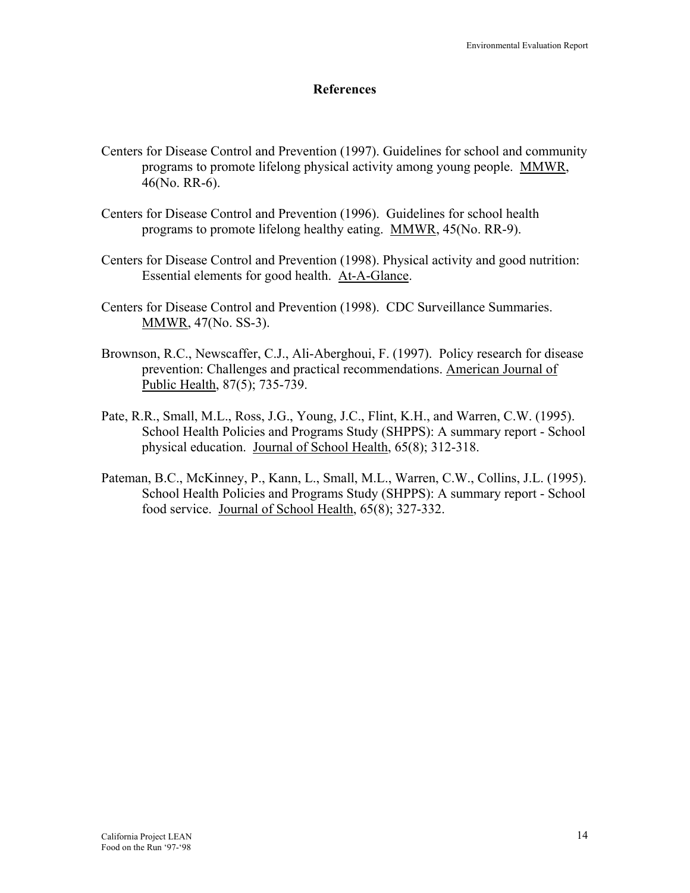## References

Centers for Disease Control and Prevention (1997). Guidelines for school and community programs to promote lifelong physical activity among young people. MMWR, 46(No. RR-6).

Centers for Disease Control and Prevention (1996). Guidelines for school health programs to promote lifelong healthy eating. MMWR, 45(No. RR-9).

Centers for Disease Control and Prevention (1998). Physical activity and good nutrition: Essential elements for good health. At-A-Glance.

Centers for Disease Control and Prevention (1998). CDC Surveillance Summaries. MMWR, 47(No. SS-3).

Brownson, R.C., Newscaffer, C.J., Ali-Aberghoui, F. (1997). Policy research for disease prevention: Challenges and practical recommendations. American Journal of Public Health, 87(5); 735-739.

Pate, R.R., Small, M.L., Ross, J.G., Young, J.C., Flint, K.H., and Warren, C.W. (1995). School Health Policies and Programs Study (SHPPS): A summary report - School physical education. Journal of School Health, 65(8); 312-318.

Pateman, B.C., McKinney, P., Kann, L., Small, M.L., Warren, C.W., Collins, J.L. (1995). School Health Policies and Programs Study (SHPPS): A summary report - School food service. Journal of School Health, 65(8); 327-332.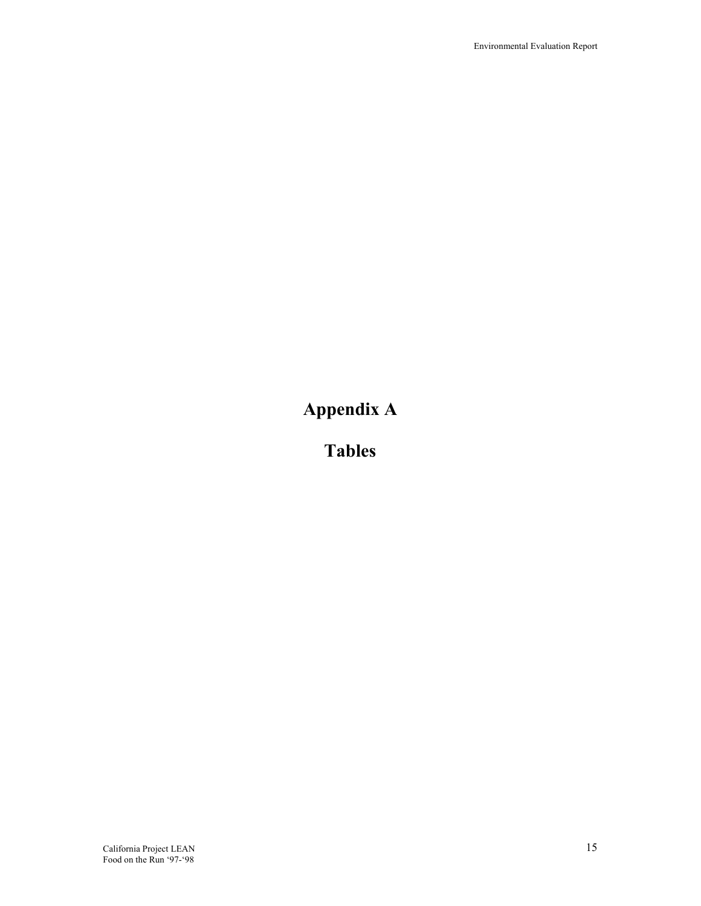# Appendix A

# Tables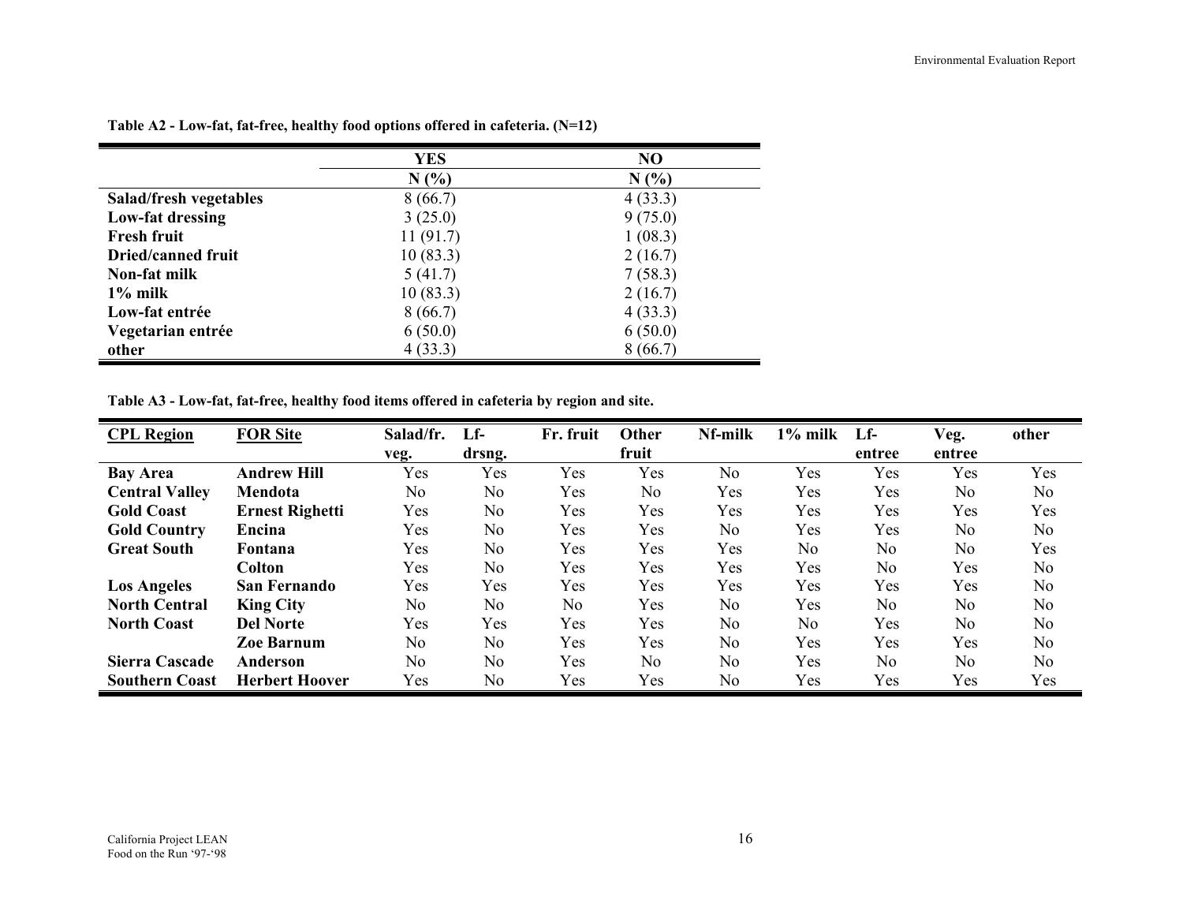**Table A2 - Low-fat, fat-free, healthy food options offered in cafeteria. (N=12)**

| | YES | NO |
|---|---|---|
| | N (%) | N (%) |
| **Salad/fresh vegetables** | 8 (66.7) | 4 (33.3) |
| **Low-fat dressing** | 3 (25.0) | 9 (75.0) |
| **Fresh fruit** | 11 (91.7) | 1 (08.3) |
| **Dried/canned fruit** | 10 (83.3) | 2 (16.7) |
| **Non-fat milk** | 5 (41.7) | 7 (58.3) |
| **1% milk** | 10 (83.3) | 2 (16.7) |
| **Low-fat entrée** | 8 (66.7) | 4 (33.3) |
| **Vegetarian entrée** | 6 (50.0) | 6 (50.0) |
| **other** | 4 (33.3) | 8 (66.7) |

**Table A3 - Low-fat, fat-free, healthy food items offered in cafeteria by region and site.**

| CPL Region | FOR Site | Salad/fr. veg. | Lf-drsng. | Fr. fruit | Other fruit | Nf-milk | 1% milk | Lf-entree | Veg. entree | other |
|---|---|---|---|---|---|---|---|---|---|---|
| **Bay Area** | **Andrew Hill** | Yes | Yes | Yes | Yes | No | Yes | Yes | Yes | Yes |
| **Central Valley** | **Mendota** | No | No | Yes | No | Yes | Yes | Yes | No | No |
| **Gold Coast** | **Ernest Righetti** | Yes | No | Yes | Yes | Yes | Yes | Yes | Yes | Yes |
| **Gold Country** | **Encina** | Yes | No | Yes | Yes | No | Yes | Yes | No | No |
| **Great South** | **Fontana** | Yes | No | Yes | Yes | Yes | No | No | No | Yes |
| | **Colton** | Yes | No | Yes | Yes | Yes | Yes | No | Yes | No |
| **Los Angeles** | **San Fernando** | Yes | Yes | Yes | Yes | Yes | Yes | Yes | Yes | No |
| **North Central** | **King City** | No | No | No | Yes | No | Yes | No | No | No |
| **North Coast** | **Del Norte** | Yes | Yes | Yes | Yes | No | No | Yes | No | No |
| | **Zoe Barnum** | No | No | Yes | Yes | No | Yes | Yes | Yes | No |
| **Sierra Cascade** | **Anderson** | No | No | Yes | No | No | Yes | No | No | No |
| **Southern Coast** | **Herbert Hoover** | Yes | No | Yes | Yes | No | Yes | Yes | Yes | Yes |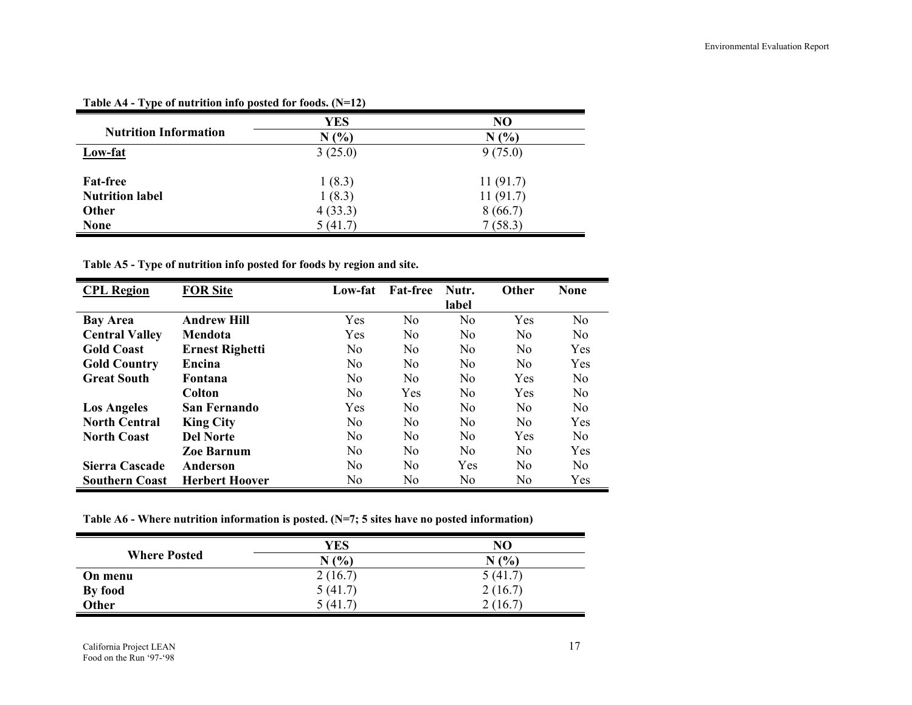**Table A4 - Type of nutrition info posted for foods. (N=12)**

| Nutrition Information | YES | NO |
|---|---|---|
| | N (%) | N (%) |
| **Low-fat** | 3 (25.0) | 9 (75.0) |
| **Fat-free** | 1 (8.3) | 11 (91.7) |
| **Nutrition label** | 1 (8.3) | 11 (91.7) |
| **Other** | 4 (33.3) | 8 (66.7) |
| **None** | 5 (41.7) | 7 (58.3) |

**Table A5 - Type of nutrition info posted for foods by region and site.**

| CPL Region | FOR Site | Low-fat | Fat-free | Nutr. label | Other | None |
|---|---|---|---|---|---|---|
| **Bay Area** | **Andrew Hill** | Yes | No | No | Yes | No |
| **Central Valley** | **Mendota** | Yes | No | No | No | No |
| **Gold Coast** | **Ernest Righetti** | No | No | No | No | Yes |
| **Gold Country** | **Encina** | No | No | No | No | Yes |
| **Great South** | **Fontana** | No | No | No | Yes | No |
| | **Colton** | No | Yes | No | Yes | No |
| **Los Angeles** | **San Fernando** | Yes | No | No | No | No |
| **North Central** | **King City** | No | No | No | No | Yes |
| **North Coast** | **Del Norte** | No | No | No | Yes | No |
| | **Zoe Barnum** | No | No | No | No | Yes |
| **Sierra Cascade** | **Anderson** | No | No | Yes | No | No |
| **Southern Coast** | **Herbert Hoover** | No | No | No | No | Yes |

**Table A6 - Where nutrition information is posted. (N=7; 5 sites have no posted information)**

| Where Posted | YES | NO |
|---|---|---|
| | N (%) | N (%) |
| **On menu** | 2 (16.7) | 5 (41.7) |
| **By food** | 5 (41.7) | 2 (16.7) |
| **Other** | 5 (41.7) | 2 (16.7) |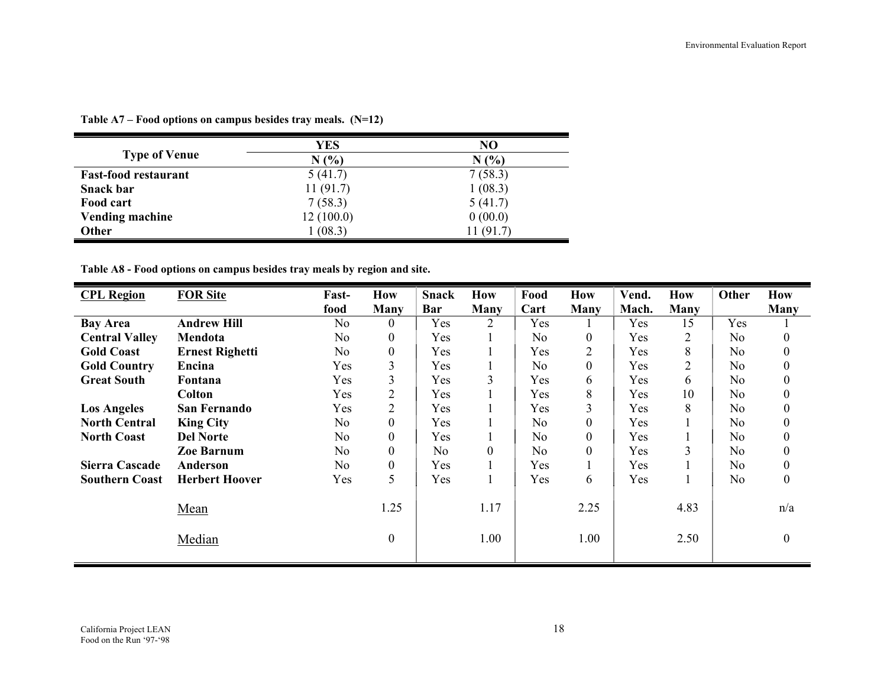**Table A7 – Food options on campus besides tray meals. (N=12)**

| Type of Venue | YES | NO |
|---|---|---|
| | N (%) | N (%) |
| **Fast-food restaurant** | 5 (41.7) | 7 (58.3) |
| **Snack bar** | 11 (91.7) | 1 (08.3) |
| **Food cart** | 7 (58.3) | 5 (41.7) |
| **Vending machine** | 12 (100.0) | 0 (00.0) |
| **Other** | 1 (08.3) | 11 (91.7) |

**Table A8 - Food options on campus besides tray meals by region and site.**

| CPL Region | FOR Site | Fast-food | How Many | Snack Bar | How Many | Food Cart | How Many | Vend. Mach. | How Many | Other | How Many |
|---|---|---|---|---|---|---|---|---|---|---|---|
| **Bay Area** | **Andrew Hill** | No | 0 | Yes | 2 | Yes | 1 | Yes | 15 | Yes | 1 |
| **Central Valley** | **Mendota** | No | 0 | Yes | 1 | No | 0 | Yes | 2 | No | 0 |
| **Gold Coast** | **Ernest Righetti** | No | 0 | Yes | 1 | Yes | 2 | Yes | 8 | No | 0 |
| **Gold Country** | **Encina** | Yes | 3 | Yes | 1 | No | 0 | Yes | 2 | No | 0 |
| **Great South** | **Fontana** | Yes | 3 | Yes | 3 | Yes | 6 | Yes | 6 | No | 0 |
| | **Colton** | Yes | 2 | Yes | 1 | Yes | 8 | Yes | 10 | No | 0 |
| **Los Angeles** | **San Fernando** | Yes | 2 | Yes | 1 | Yes | 3 | Yes | 8 | No | 0 |
| **North Central** | **King City** | No | 0 | Yes | 1 | No | 0 | Yes | 1 | No | 0 |
| **North Coast** | **Del Norte** | No | 0 | Yes | 1 | No | 0 | Yes | 1 | No | 0 |
| | **Zoe Barnum** | No | 0 | No | 0 | No | 0 | Yes | 3 | No | 0 |
| **Sierra Cascade** | **Anderson** | No | 0 | Yes | 1 | Yes | 1 | Yes | 1 | No | 0 |
| **Southern Coast** | **Herbert Hoover** | Yes | 5 | Yes | 1 | Yes | 6 | Yes | 1 | No | 0 |
| | Mean | | 1.25 | | 1.17 | | 2.25 | | 4.83 | | n/a |
| | Median | | 0 | | 1.00 | | 1.00 | | 2.50 | | 0 |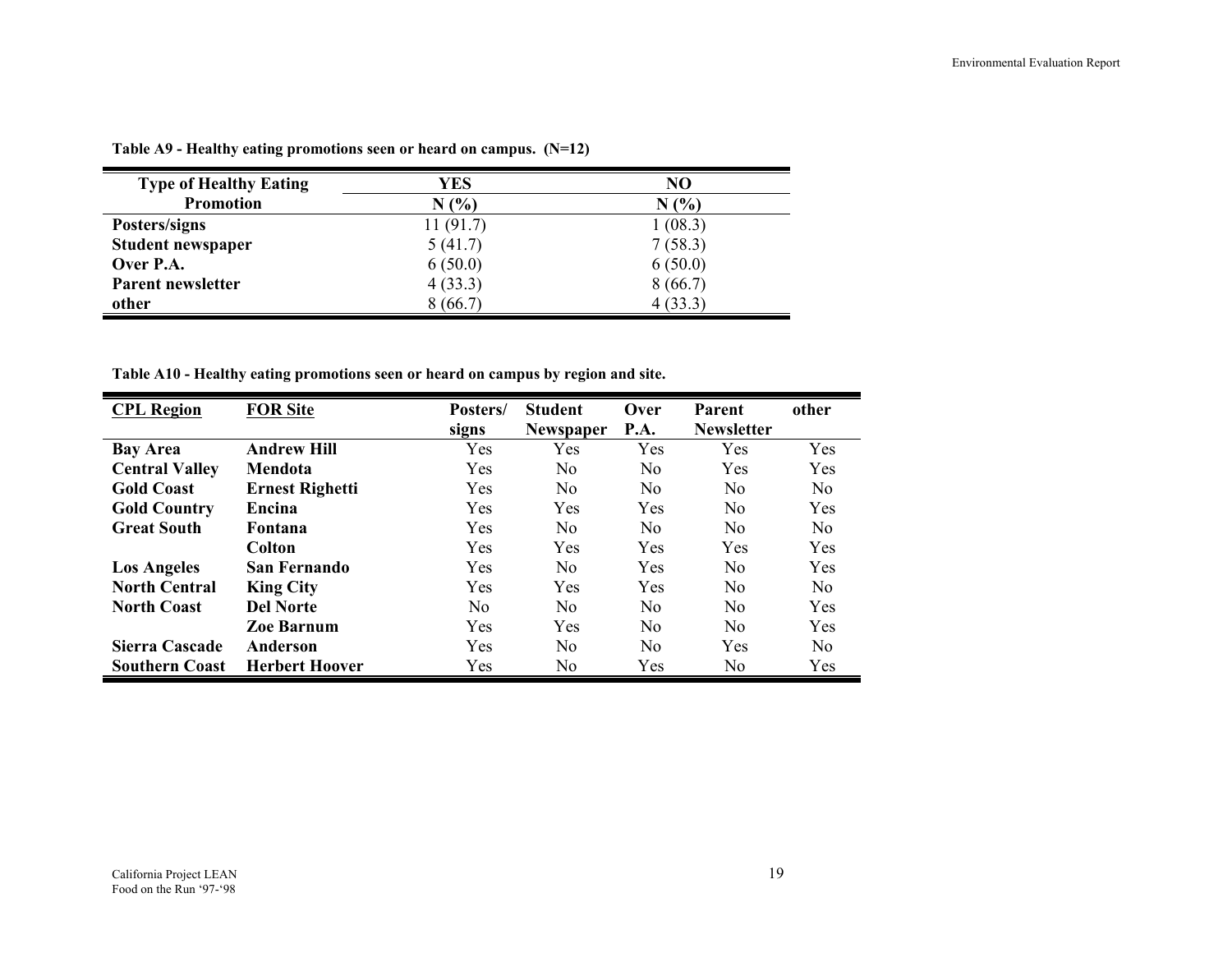**Table A9 - Healthy eating promotions seen or heard on campus. (N=12)**

| Type of Healthy Eating Promotion | YES N (%) | NO N (%) |
|---|---|---|
| **Posters/signs** | 11 (91.7) | 1 (08.3) |
| **Student newspaper** | 5 (41.7) | 7 (58.3) |
| **Over P.A.** | 6 (50.0) | 6 (50.0) |
| **Parent newsletter** | 4 (33.3) | 8 (66.7) |
| **other** | 8 (66.7) | 4 (33.3) |

**Table A10 - Healthy eating promotions seen or heard on campus by region and site.**

| CPL Region | FOR Site | Posters/ signs | Student Newspaper | Over P.A. | Parent Newsletter | other |
|---|---|---|---|---|---|---|
| **Bay Area** | **Andrew Hill** | Yes | Yes | Yes | Yes | Yes |
| **Central Valley** | **Mendota** | Yes | No | No | Yes | Yes |
| **Gold Coast** | **Ernest Righetti** | Yes | No | No | No | No |
| **Gold Country** | **Encina** | Yes | Yes | Yes | No | Yes |
| **Great South** | **Fontana** | Yes | No | No | No | No |
| | **Colton** | Yes | Yes | Yes | Yes | Yes |
| **Los Angeles** | **San Fernando** | Yes | No | Yes | No | Yes |
| **North Central** | **King City** | Yes | Yes | Yes | No | No |
| **North Coast** | **Del Norte** | No | No | No | No | Yes |
| | **Zoe Barnum** | Yes | Yes | No | No | Yes |
| **Sierra Cascade** | **Anderson** | Yes | No | No | Yes | No |
| **Southern Coast** | **Herbert Hoover** | Yes | No | Yes | No | Yes |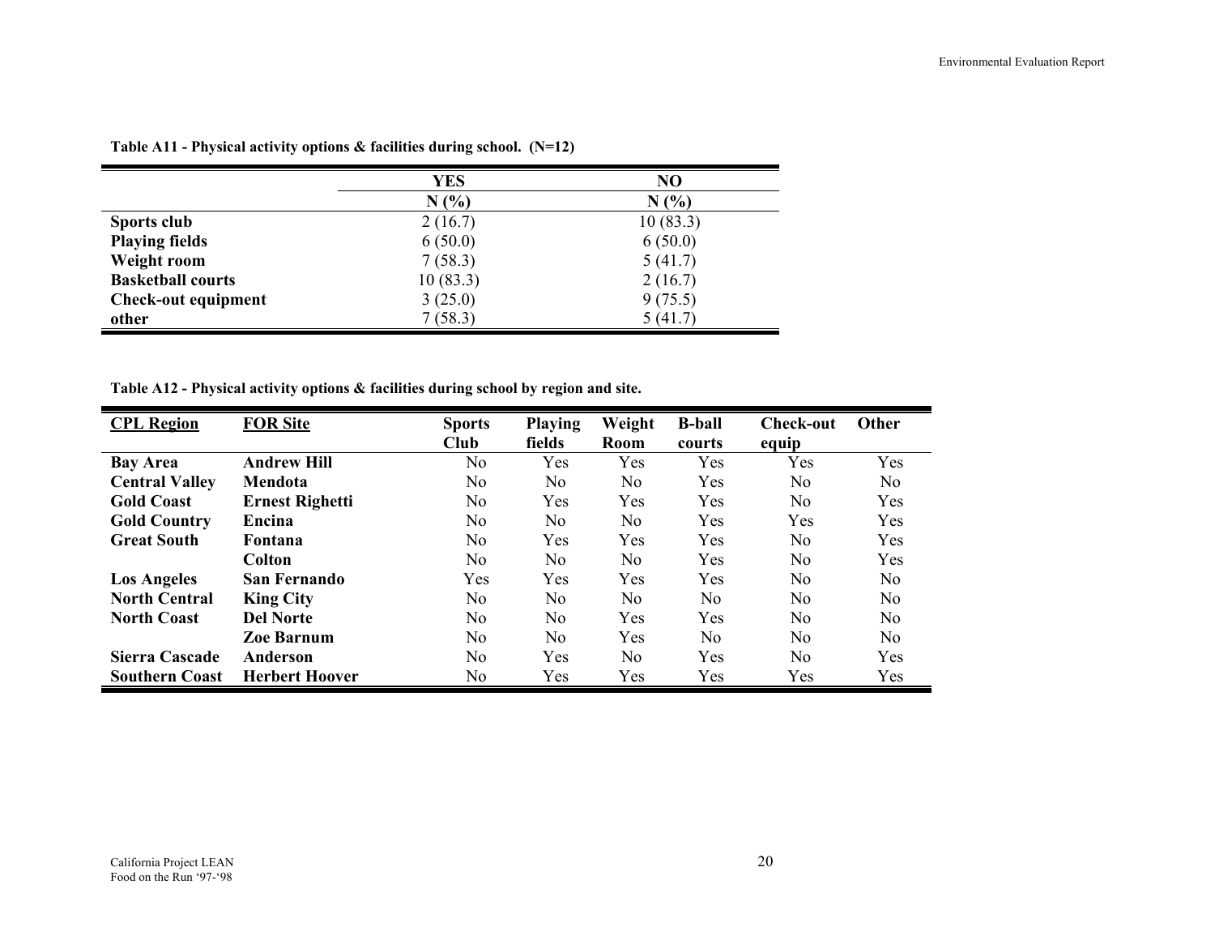**Table A11 - Physical activity options & facilities during school. (N=12)**

| | YES | NO |
|---|---|---|
| | N (%) | N (%) |
| **Sports club** | 2 (16.7) | 10 (83.3) |
| **Playing fields** | 6 (50.0) | 6 (50.0) |
| **Weight room** | 7 (58.3) | 5 (41.7) |
| **Basketball courts** | 10 (83.3) | 2 (16.7) |
| **Check-out equipment** | 3 (25.0) | 9 (75.5) |
| **other** | 7 (58.3) | 5 (41.7) |

**Table A12 - Physical activity options & facilities during school by region and site.**

| CPL Region | FOR Site | Sports Club | Playing fields | Weight Room | B-ball courts | Check-out equip | Other |
|---|---|---|---|---|---|---|---|
| **Bay Area** | **Andrew Hill** | No | Yes | Yes | Yes | Yes | Yes |
| **Central Valley** | **Mendota** | No | No | No | Yes | No | No |
| **Gold Coast** | **Ernest Righetti** | No | Yes | Yes | Yes | No | Yes |
| **Gold Country** | **Encina** | No | No | No | Yes | Yes | Yes |
| **Great South** | **Fontana** | No | Yes | Yes | Yes | No | Yes |
| | **Colton** | No | No | No | Yes | No | Yes |
| **Los Angeles** | **San Fernando** | Yes | Yes | Yes | Yes | No | No |
| **North Central** | **King City** | No | No | No | No | No | No |
| **North Coast** | **Del Norte** | No | No | Yes | Yes | No | No |
| | **Zoe Barnum** | No | No | Yes | No | No | No |
| **Sierra Cascade** | **Anderson** | No | Yes | No | Yes | No | Yes |
| **Southern Coast** | **Herbert Hoover** | No | Yes | Yes | Yes | Yes | Yes |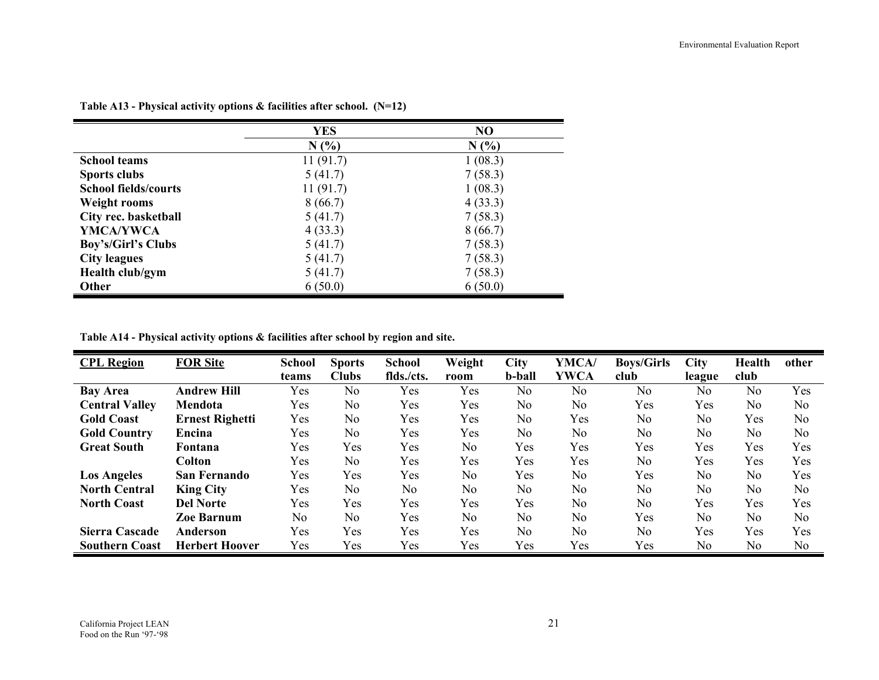**Table A13 - Physical activity options & facilities after school. (N=12)**

| | YES | NO |
|---|---|---|
| | N (%) | N (%) |
| **School teams** | 11 (91.7) | 1 (08.3) |
| **Sports clubs** | 5 (41.7) | 7 (58.3) |
| **School fields/courts** | 11 (91.7) | 1 (08.3) |
| **Weight rooms** | 8 (66.7) | 4 (33.3) |
| **City rec. basketball** | 5 (41.7) | 7 (58.3) |
| **YMCA/YWCA** | 4 (33.3) | 8 (66.7) |
| **Boy's/Girl's Clubs** | 5 (41.7) | 7 (58.3) |
| **City leagues** | 5 (41.7) | 7 (58.3) |
| **Health club/gym** | 5 (41.7) | 7 (58.3) |
| **Other** | 6 (50.0) | 6 (50.0) |

**Table A14 - Physical activity options & facilities after school by region and site.**

| CPL Region | FOR Site | School teams | Sports Clubs | School flds./cts. | Weight room | City b-ball | YMCA/ YWCA | Boys/Girls club | City league | Health club | other |
|---|---|---|---|---|---|---|---|---|---|---|---|
| **Bay Area** | **Andrew Hill** | Yes | No | Yes | Yes | No | No | No | No | No | Yes |
| **Central Valley** | **Mendota** | Yes | No | Yes | Yes | No | No | Yes | Yes | No | No |
| **Gold Coast** | **Ernest Righetti** | Yes | No | Yes | Yes | No | Yes | No | No | Yes | No |
| **Gold Country** | **Encina** | Yes | No | Yes | Yes | No | No | No | No | No | No |
| **Great South** | **Fontana** | Yes | Yes | Yes | No | Yes | Yes | Yes | Yes | Yes | Yes |
| | **Colton** | Yes | No | Yes | Yes | Yes | Yes | No | Yes | Yes | Yes |
| **Los Angeles** | **San Fernando** | Yes | Yes | Yes | No | Yes | No | Yes | No | No | Yes |
| **North Central** | **King City** | Yes | No | No | No | No | No | No | No | No | No |
| **North Coast** | **Del Norte** | Yes | Yes | Yes | Yes | Yes | No | No | Yes | Yes | Yes |
| | **Zoe Barnum** | No | No | Yes | No | No | No | Yes | No | No | No |
| **Sierra Cascade** | **Anderson** | Yes | Yes | Yes | Yes | No | No | No | Yes | Yes | Yes |
| **Southern Coast** | **Herbert Hoover** | Yes | Yes | Yes | Yes | Yes | Yes | Yes | No | No | No |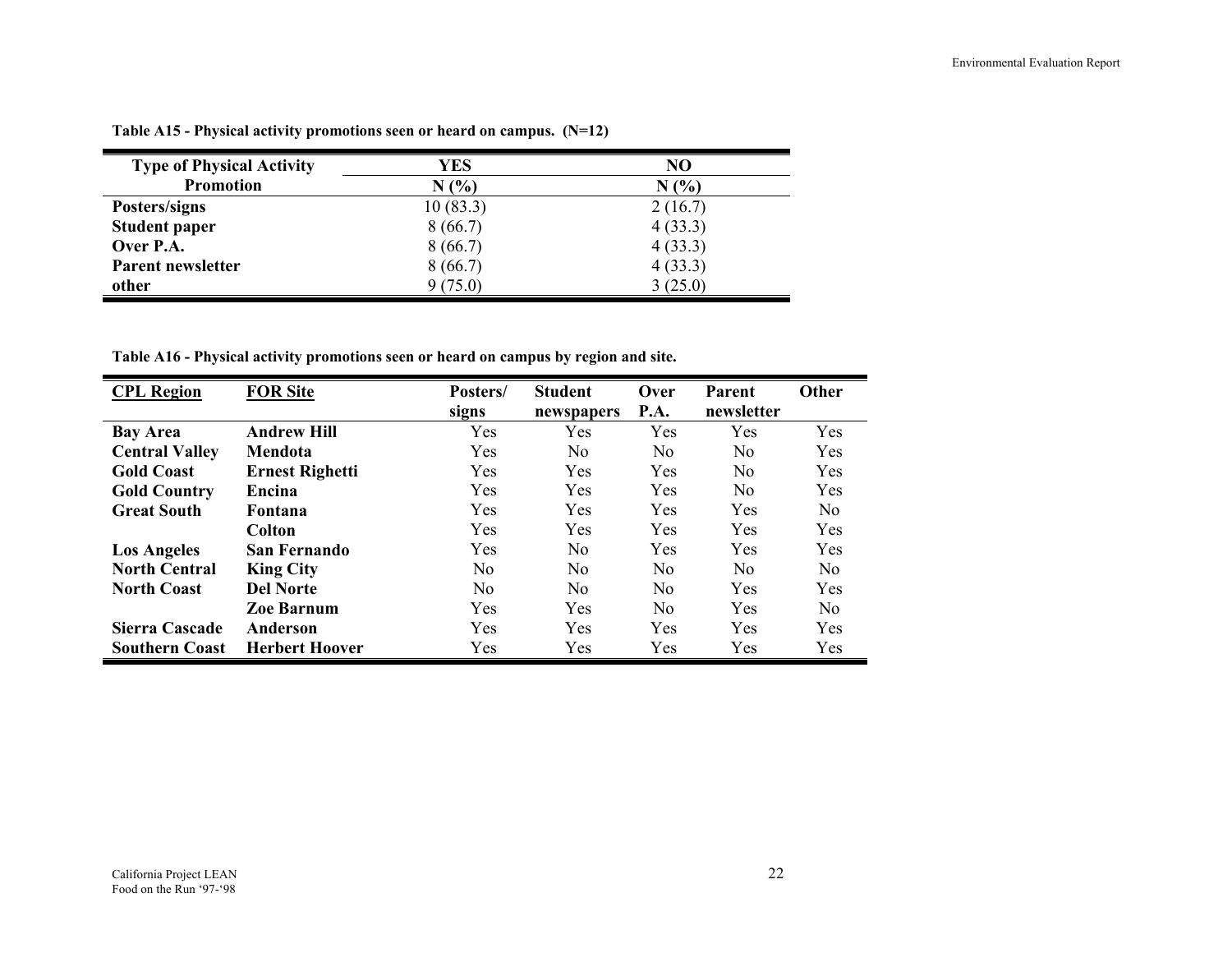**Table A15 - Physical activity promotions seen or heard on campus. (N=12)**

| Type of Physical Activity Promotion | YES N (%) | NO N (%) |
|---|---|---|
| **Posters/signs** | 10 (83.3) | 2 (16.7) |
| **Student paper** | 8 (66.7) | 4 (33.3) |
| **Over P.A.** | 8 (66.7) | 4 (33.3) |
| **Parent newsletter** | 8 (66.7) | 4 (33.3) |
| **other** | 9 (75.0) | 3 (25.0) |

**Table A16 - Physical activity promotions seen or heard on campus by region and site.**

| CPL Region | FOR Site | Posters/ signs | Student newspapers | Over P.A. | Parent newsletter | Other |
|---|---|---|---|---|---|---|
| **Bay Area** | **Andrew Hill** | Yes | Yes | Yes | Yes | Yes |
| **Central Valley** | **Mendota** | Yes | No | No | No | Yes |
| **Gold Coast** | **Ernest Righetti** | Yes | Yes | Yes | No | Yes |
| **Gold Country** | **Encina** | Yes | Yes | Yes | No | Yes |
| **Great South** | **Fontana** | Yes | Yes | Yes | Yes | No |
| | **Colton** | Yes | Yes | Yes | Yes | Yes |
| **Los Angeles** | **San Fernando** | Yes | No | Yes | Yes | Yes |
| **North Central** | **King City** | No | No | No | No | No |
| **North Coast** | **Del Norte** | No | No | No | Yes | Yes |
| | **Zoe Barnum** | Yes | Yes | No | Yes | No |
| **Sierra Cascade** | **Anderson** | Yes | Yes | Yes | Yes | Yes |
| **Southern Coast** | **Herbert Hoover** | Yes | Yes | Yes | Yes | Yes |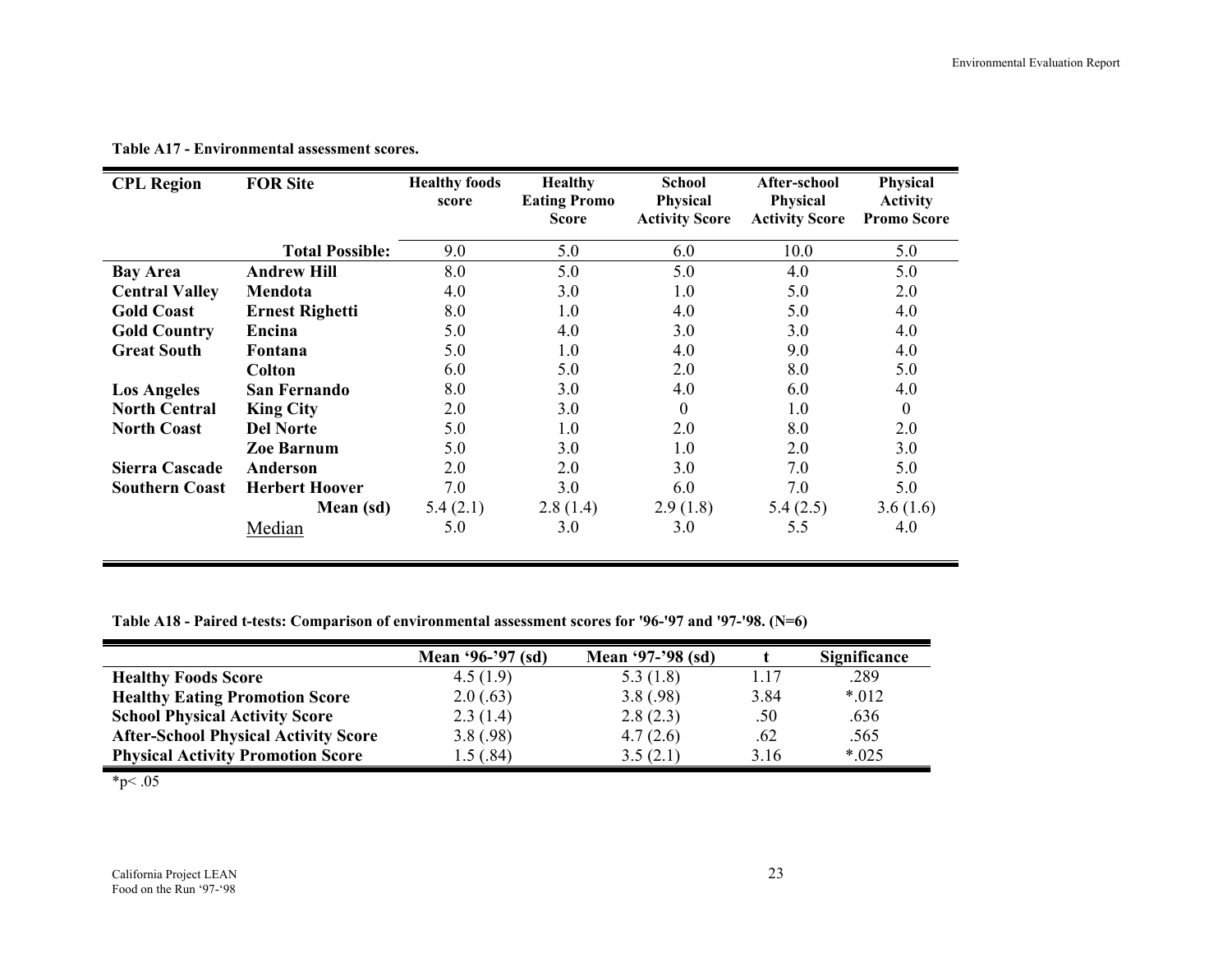**Table A17 - Environmental assessment scores.**

| CPL Region | FOR Site | Healthy foods score | Healthy Eating Promo Score | School Physical Activity Score | After-school Physical Activity Score | Physical Activity Promo Score |
|---|---|---|---|---|---|---|
| | **Total Possible:** | 9.0 | 5.0 | 6.0 | 10.0 | 5.0 |
| **Bay Area** | **Andrew Hill** | 8.0 | 5.0 | 5.0 | 4.0 | 5.0 |
| **Central Valley** | **Mendota** | 4.0 | 3.0 | 1.0 | 5.0 | 2.0 |
| **Gold Coast** | **Ernest Righetti** | 8.0 | 1.0 | 4.0 | 5.0 | 4.0 |
| **Gold Country** | **Encina** | 5.0 | 4.0 | 3.0 | 3.0 | 4.0 |
| **Great South** | **Fontana** | 5.0 | 1.0 | 4.0 | 9.0 | 4.0 |
| | **Colton** | 6.0 | 5.0 | 2.0 | 8.0 | 5.0 |
| **Los Angeles** | **San Fernando** | 8.0 | 3.0 | 4.0 | 6.0 | 4.0 |
| **North Central** | **King City** | 2.0 | 3.0 | 0 | 1.0 | 0 |
| **North Coast** | **Del Norte** | 5.0 | 1.0 | 2.0 | 8.0 | 2.0 |
| | **Zoe Barnum** | 5.0 | 3.0 | 1.0 | 2.0 | 3.0 |
| **Sierra Cascade** | **Anderson** | 2.0 | 2.0 | 3.0 | 7.0 | 5.0 |
| **Southern Coast** | **Herbert Hoover** | 7.0 | 3.0 | 6.0 | 7.0 | 5.0 |
| | **Mean (sd)** | 5.4 (2.1) | 2.8 (1.4) | 2.9 (1.8) | 5.4 (2.5) | 3.6 (1.6) |
| | Median | 5.0 | 3.0 | 3.0 | 5.5 | 4.0 |

**Table A18 - Paired t-tests: Comparison of environmental assessment scores for '96-'97 and '97-'98. (N=6)**

| | Mean '96-'97 (sd) | Mean '97-'98 (sd) | t | Significance |
|---|---|---|---|---|
| **Healthy Foods Score** | 4.5 (1.9) | 5.3 (1.8) | 1.17 | .289 |
| **Healthy Eating Promotion Score** | 2.0 (.63) | 3.8 (.98) | 3.84 | *.012 |
| **School Physical Activity Score** | 2.3 (1.4) | 2.8 (2.3) | .50 | .636 |
| **After-School Physical Activity Score** | 3.8 (.98) | 4.7 (2.6) | .62 | .565 |
| **Physical Activity Promotion Score** | 1.5 (.84) | 3.5 (2.1) | 3.16 | *.025 |

*$p < .05$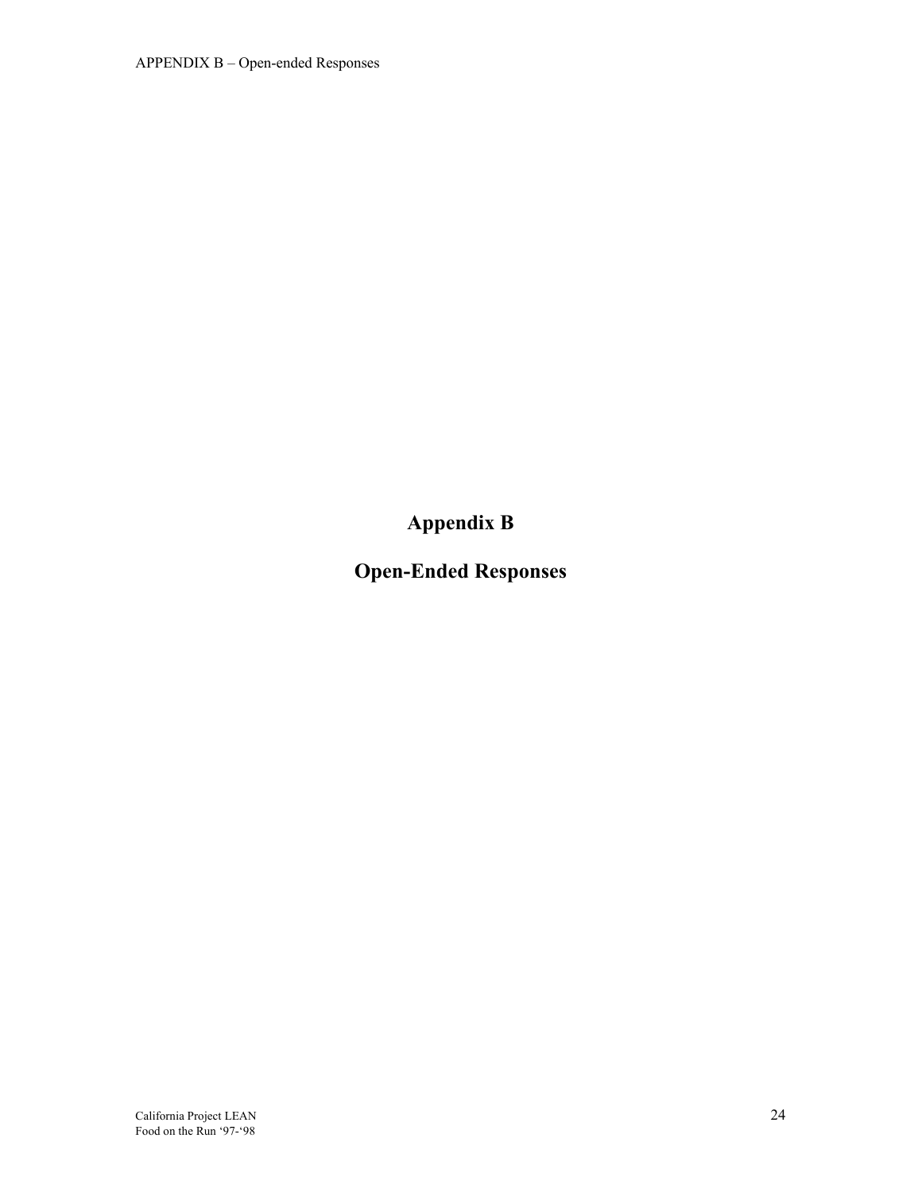# Appendix B

## Open-Ended Responses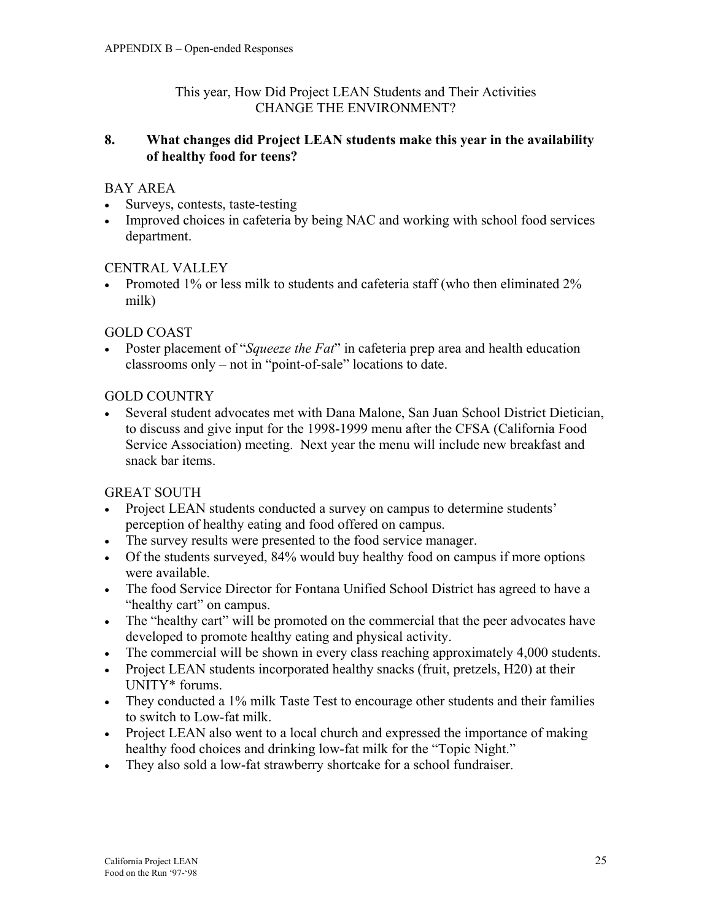APPENDIX B – Open-ended Responses

This year, How Did Project LEAN Students and Their Activities
CHANGE THE ENVIRONMENT?

## 8. What changes did Project LEAN students make this year in the availability of healthy food for teens?

BAY AREA

- Surveys, contests, taste-testing
- Improved choices in cafeteria by being NAC and working with school food services department.

CENTRAL VALLEY

- Promoted 1% or less milk to students and cafeteria staff (who then eliminated 2% milk)

GOLD COAST

- Poster placement of "*Squeeze the Fat*" in cafeteria prep area and health education classrooms only – not in "point-of-sale" locations to date.

GOLD COUNTRY

- Several student advocates met with Dana Malone, San Juan School District Dietician, to discuss and give input for the 1998-1999 menu after the CFSA (California Food Service Association) meeting. Next year the menu will include new breakfast and snack bar items.

GREAT SOUTH

- Project LEAN students conducted a survey on campus to determine students' perception of healthy eating and food offered on campus.
- The survey results were presented to the food service manager.
- Of the students surveyed, 84% would buy healthy food on campus if more options were available.
- The food Service Director for Fontana Unified School District has agreed to have a "healthy cart" on campus.
- The "healthy cart" will be promoted on the commercial that the peer advocates have developed to promote healthy eating and physical activity.
- The commercial will be shown in every class reaching approximately 4,000 students.
- Project LEAN students incorporated healthy snacks (fruit, pretzels, H20) at their UNITY* forums.
- They conducted a 1% milk Taste Test to encourage other students and their families to switch to Low-fat milk.
- Project LEAN also went to a local church and expressed the importance of making healthy food choices and drinking low-fat milk for the "Topic Night."
- They also sold a low-fat strawberry shortcake for a school fundraiser.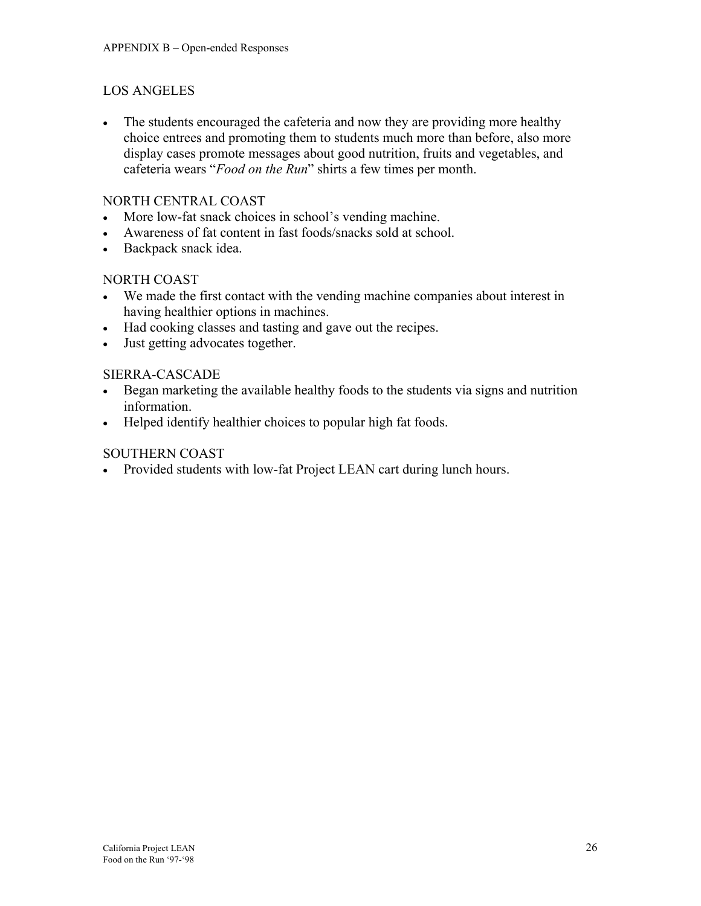## LOS ANGELES

- The students encouraged the cafeteria and now they are providing more healthy choice entrees and promoting them to students much more than before, also more display cases promote messages about good nutrition, fruits and vegetables, and cafeteria wears "*Food on the Run*" shirts a few times per month.

## NORTH CENTRAL COAST

- More low-fat snack choices in school's vending machine.
- Awareness of fat content in fast foods/snacks sold at school.
- Backpack snack idea.

## NORTH COAST

- We made the first contact with the vending machine companies about interest in having healthier options in machines.
- Had cooking classes and tasting and gave out the recipes.
- Just getting advocates together.

## SIERRA-CASCADE

- Began marketing the available healthy foods to the students via signs and nutrition information.
- Helped identify healthier choices to popular high fat foods.

## SOUTHERN COAST

- Provided students with low-fat Project LEAN cart during lunch hours.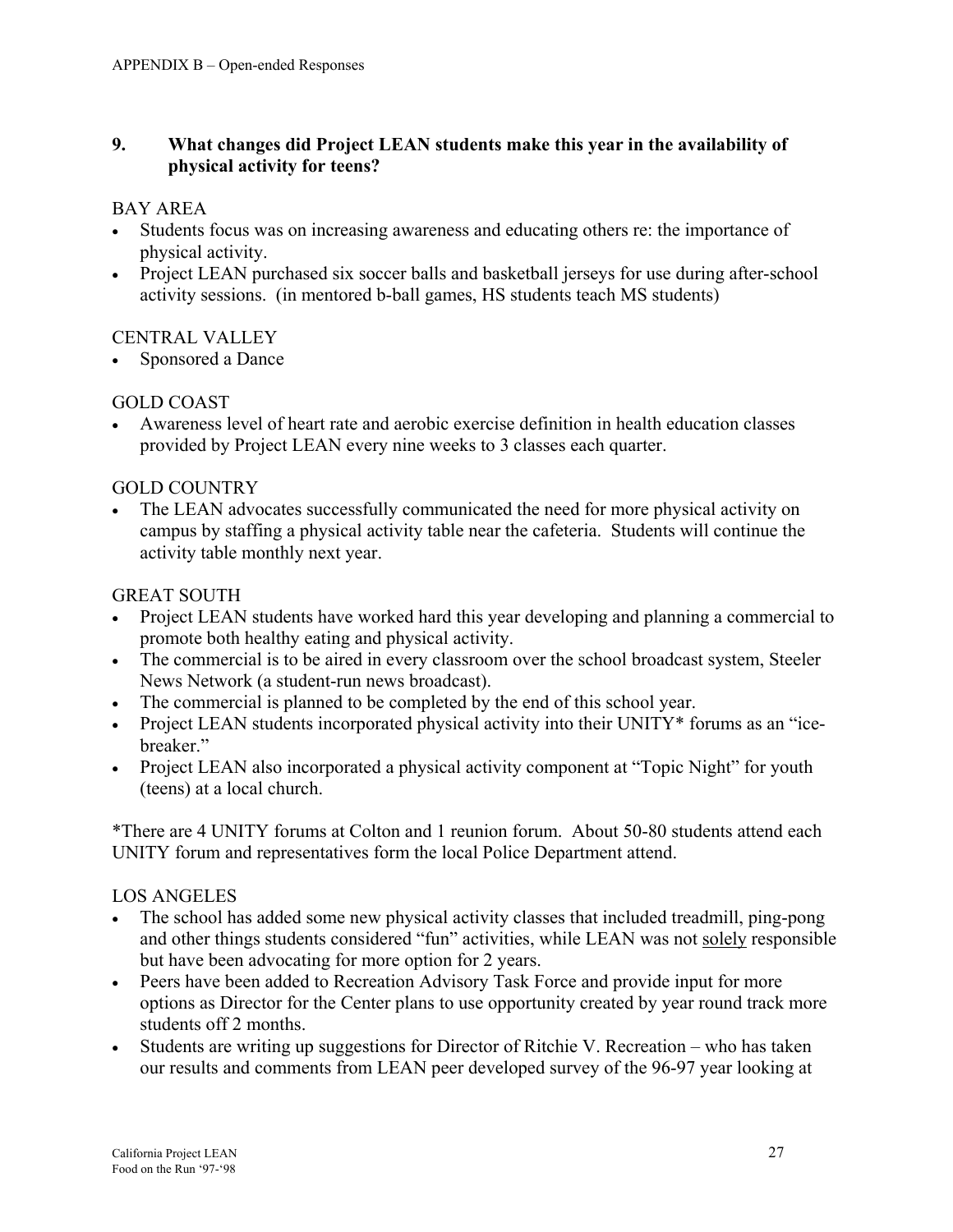**9. What changes did Project LEAN students make this year in the availability of physical activity for teens?**

BAY AREA

- Students focus was on increasing awareness and educating others re: the importance of physical activity.
- Project LEAN purchased six soccer balls and basketball jerseys for use during after-school activity sessions. (in mentored b-ball games, HS students teach MS students)

CENTRAL VALLEY

- Sponsored a Dance

GOLD COAST

- Awareness level of heart rate and aerobic exercise definition in health education classes provided by Project LEAN every nine weeks to 3 classes each quarter.

GOLD COUNTRY

- The LEAN advocates successfully communicated the need for more physical activity on campus by staffing a physical activity table near the cafeteria. Students will continue the activity table monthly next year.

GREAT SOUTH

- Project LEAN students have worked hard this year developing and planning a commercial to promote both healthy eating and physical activity.
- The commercial is to be aired in every classroom over the school broadcast system, Steeler News Network (a student-run news broadcast).
- The commercial is planned to be completed by the end of this school year.
- Project LEAN students incorporated physical activity into their UNITY* forums as an "ice-breaker."
- Project LEAN also incorporated a physical activity component at "Topic Night" for youth (teens) at a local church.

*There are 4 UNITY forums at Colton and 1 reunion forum. About 50-80 students attend each UNITY forum and representatives form the local Police Department attend.

LOS ANGELES

- The school has added some new physical activity classes that included treadmill, ping-pong and other things students considered "fun" activities, while LEAN was not <u>solely</u> responsible but have been advocating for more option for 2 years.
- Peers have been added to Recreation Advisory Task Force and provide input for more options as Director for the Center plans to use opportunity created by year round track more students off 2 months.
- Students are writing up suggestions for Director of Ritchie V. Recreation – who has taken our results and comments from LEAN peer developed survey of the 96-97 year looking at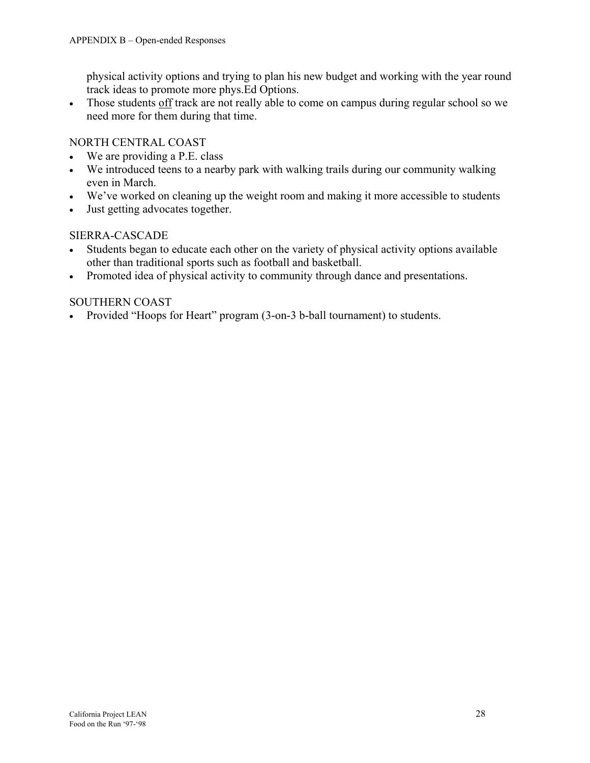physical activity options and trying to plan his new budget and working with the year round track ideas to promote more phys.Ed Options.

- Those students <u>off</u> track are not really able to come on campus during regular school so we need more for them during that time.

NORTH CENTRAL COAST

- We are providing a P.E. class
- We introduced teens to a nearby park with walking trails during our community walking even in March.
- We've worked on cleaning up the weight room and making it more accessible to students
- Just getting advocates together.

SIERRA-CASCADE

- Students began to educate each other on the variety of physical activity options available other than traditional sports such as football and basketball.
- Promoted idea of physical activity to community through dance and presentations.

SOUTHERN COAST

- Provided "Hoops for Heart" program (3-on-3 b-ball tournament) to students.